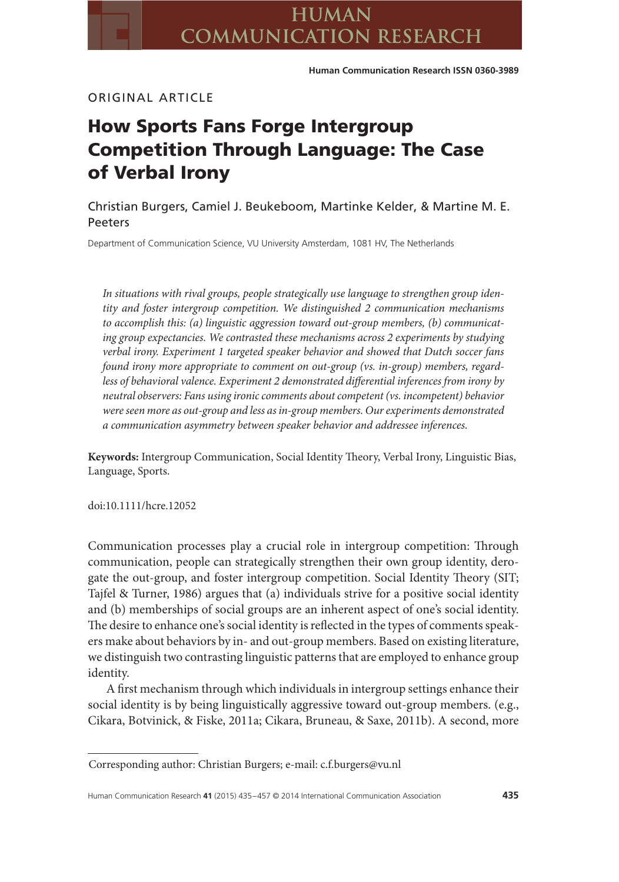ORIGINAL ARTICLE

# How Sports Fans Forge Intergroup Competition Through Language: The Case of Verbal Irony

Christian Burgers, Camiel J. Beukeboom, Martinke Kelder, & Martine M. E. Peeters

Department of Communication Science, VU University Amsterdam, 1081 HV, The Netherlands

*In situations with rival groups, people strategically use language to strengthen group identity and foster intergroup competition. We distinguished 2 communication mechanisms to accomplish this: (a) linguistic aggression toward out-group members, (b) communicating group expectancies. We contrasted these mechanisms across 2 experiments by studying verbal irony. Experiment 1 targeted speaker behavior and showed that Dutch soccer fans found irony more appropriate to comment on out-group (vs. in-group) members, regardless of behavioral valence. Experiment 2 demonstrated differential inferences from irony by neutral observers: Fans using ironic comments about competent (vs. incompetent) behavior were seen more as out-group and less as in-group members. Our experiments demonstrated a communication asymmetry between speaker behavior and addressee inferences.*

**Keywords:** Intergroup Communication, Social Identity Theory, Verbal Irony, Linguistic Bias, Language, Sports.

doi:10.1111/hcre.12052

Communication processes play a crucial role in intergroup competition: Through communication, people can strategically strengthen their own group identity, derogate the out-group, and foster intergroup competition. Social Identity Theory (SIT; Tajfel & Turner, 1986) argues that (a) individuals strive for a positive social identity and (b) memberships of social groups are an inherent aspect of one's social identity. The desire to enhance one's social identity is reflected in the types of comments speakers make about behaviors by in- and out-group members. Based on existing literature, we distinguish two contrasting linguistic patterns that are employed to enhance group identity.

A first mechanism through which individuals in intergroup settings enhance their social identity is by being linguistically aggressive toward out-group members. (e.g., Cikara, Botvinick, & Fiske, 2011a; Cikara, Bruneau, & Saxe, 2011b). A second, more

Corresponding author: Christian Burgers; e-mail: c.f.burgers@vu.nl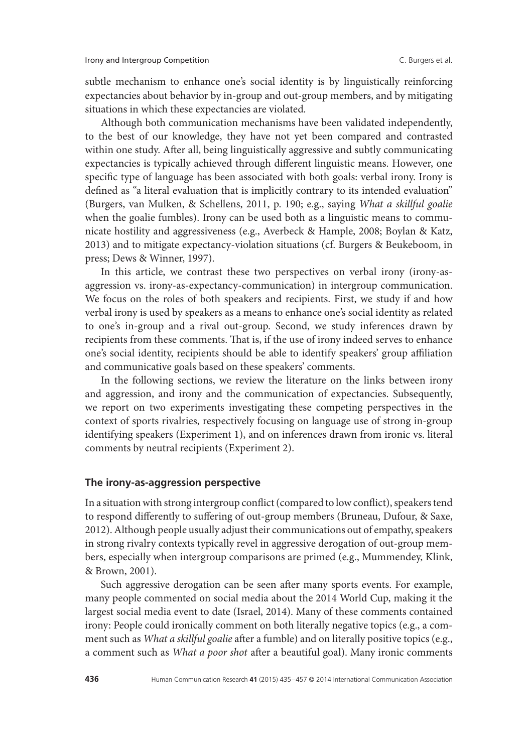subtle mechanism to enhance one's social identity is by linguistically reinforcing expectancies about behavior by in-group and out-group members, and by mitigating situations in which these expectancies are violated.

Although both communication mechanisms have been validated independently, to the best of our knowledge, they have not yet been compared and contrasted within one study. After all, being linguistically aggressive and subtly communicating expectancies is typically achieved through different linguistic means. However, one specific type of language has been associated with both goals: verbal irony. Irony is defined as "a literal evaluation that is implicitly contrary to its intended evaluation" (Burgers, van Mulken, & Schellens, 2011, p. 190; e.g., saying *What a skillful goalie* when the goalie fumbles). Irony can be used both as a linguistic means to communicate hostility and aggressiveness (e.g., Averbeck & Hample, 2008; Boylan & Katz, 2013) and to mitigate expectancy-violation situations (cf. Burgers & Beukeboom, in press; Dews & Winner, 1997).

In this article, we contrast these two perspectives on verbal irony (irony-as-aggression vs. irony-as-expectancy-communication) in intergroup communication. We focus on the roles of both speakers and recipients. First, we study if and how verbal irony is used by speakers as a means to enhance one's social identity as related to one's in-group and a rival out-group. Second, we study inferences drawn by recipients from these comments. That is, if the use of irony indeed serves to enhance one's social identity, recipients should be able to identify speakers' group affiliation and communicative goals based on these speakers' comments.

In the following sections, we review the literature on the links between irony and aggression, and irony and the communication of expectancies. Subsequently, we report on two experiments investigating these competing perspectives in the context of sports rivalries, respectively focusing on language use of strong in-group identifying speakers (Experiment 1), and on inferences drawn from ironic vs. literal comments by neutral recipients (Experiment 2).

## The irony-as-aggression perspective

In a situation with strong intergroup conflict (compared to low conflict), speakers tend to respond differently to suffering of out-group members (Bruneau, Dufour, & Saxe, 2012). Although people usually adjust their communications out of empathy, speakers in strong rivalry contexts typically revel in aggressive derogation of out-group members, especially when intergroup comparisons are primed (e.g., Mummendey, Klink, & Brown, 2001).

Such aggressive derogation can be seen after many sports events. For example, many people commented on social media about the 2014 World Cup, making it the largest social media event to date (Israel, 2014). Many of these comments contained irony: People could ironically comment on both literally negative topics (e.g., a comment such as *What a skillful goalie* after a fumble) and on literally positive topics (e.g., a comment such as *What a poor shot* after a beautiful goal). Many ironic comments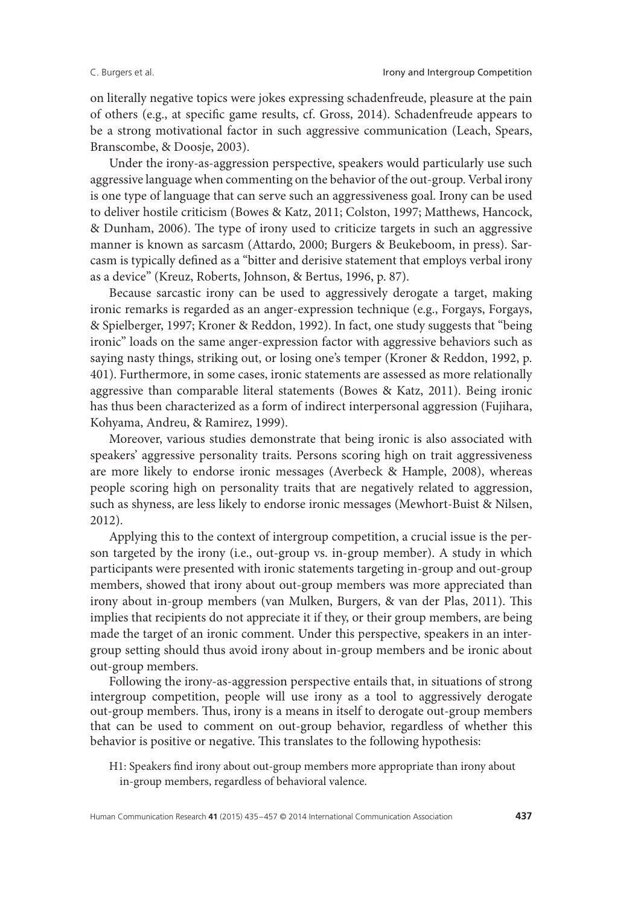on literally negative topics were jokes expressing schadenfreude, pleasure at the pain of others (e.g., at specific game results, cf. Gross, 2014). Schadenfreude appears to be a strong motivational factor in such aggressive communication (Leach, Spears, Branscombe, & Doosje, 2003).

Under the irony-as-aggression perspective, speakers would particularly use such aggressive language when commenting on the behavior of the out-group. Verbal irony is one type of language that can serve such an aggressiveness goal. Irony can be used to deliver hostile criticism (Bowes & Katz, 2011; Colston, 1997; Matthews, Hancock, & Dunham, 2006). The type of irony used to criticize targets in such an aggressive manner is known as sarcasm (Attardo, 2000; Burgers & Beukeboom, in press). Sarcasm is typically defined as a "bitter and derisive statement that employs verbal irony as a device" (Kreuz, Roberts, Johnson, & Bertus, 1996, p. 87).

Because sarcastic irony can be used to aggressively derogate a target, making ironic remarks is regarded as an anger-expression technique (e.g., Forgays, Forgays, & Spielberger, 1997; Kroner & Reddon, 1992). In fact, one study suggests that "being ironic" loads on the same anger-expression factor with aggressive behaviors such as saying nasty things, striking out, or losing one's temper (Kroner & Reddon, 1992, p. 401). Furthermore, in some cases, ironic statements are assessed as more relationally aggressive than comparable literal statements (Bowes & Katz, 2011). Being ironic has thus been characterized as a form of indirect interpersonal aggression (Fujihara, Kohyama, Andreu, & Ramirez, 1999).

Moreover, various studies demonstrate that being ironic is also associated with speakers' aggressive personality traits. Persons scoring high on trait aggressiveness are more likely to endorse ironic messages (Averbeck & Hample, 2008), whereas people scoring high on personality traits that are negatively related to aggression, such as shyness, are less likely to endorse ironic messages (Mewhort-Buist & Nilsen, 2012).

Applying this to the context of intergroup competition, a crucial issue is the person targeted by the irony (i.e., out-group vs. in-group member). A study in which participants were presented with ironic statements targeting in-group and out-group members, showed that irony about out-group members was more appreciated than irony about in-group members (van Mulken, Burgers, & van der Plas, 2011). This implies that recipients do not appreciate it if they, or their group members, are being made the target of an ironic comment. Under this perspective, speakers in an intergroup setting should thus avoid irony about in-group members and be ironic about out-group members.

Following the irony-as-aggression perspective entails that, in situations of strong intergroup competition, people will use irony as a tool to aggressively derogate out-group members. Thus, irony is a means in itself to derogate out-group members that can be used to comment on out-group behavior, regardless of whether this behavior is positive or negative. This translates to the following hypothesis:

> H1: Speakers find irony about out-group members more appropriate than irony about in-group members, regardless of behavioral valence.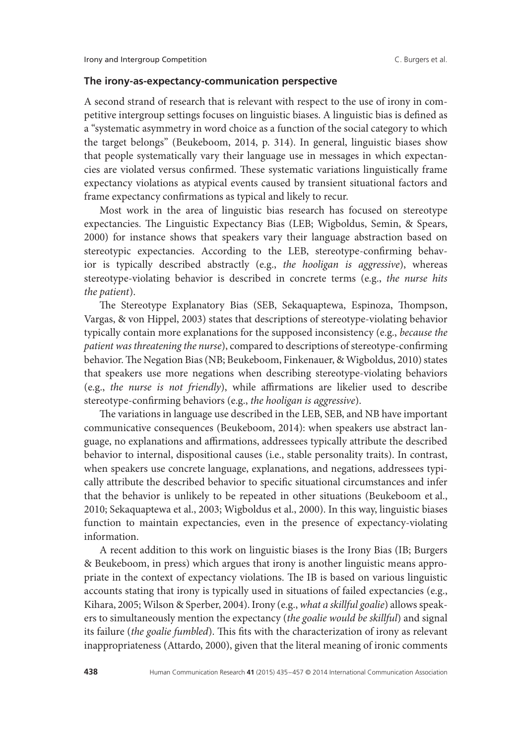### The irony-as-expectancy-communication perspective

A second strand of research that is relevant with respect to the use of irony in competitive intergroup settings focuses on linguistic biases. A linguistic bias is defined as a "systematic asymmetry in word choice as a function of the social category to which the target belongs" (Beukeboom, 2014, p. 314). In general, linguistic biases show that people systematically vary their language use in messages in which expectancies are violated versus confirmed. These systematic variations linguistically frame expectancy violations as atypical events caused by transient situational factors and frame expectancy confirmations as typical and likely to recur.

Most work in the area of linguistic bias research has focused on stereotype expectancies. The Linguistic Expectancy Bias (LEB; Wigboldus, Semin, & Spears, 2000) for instance shows that speakers vary their language abstraction based on stereotypic expectancies. According to the LEB, stereotype-confirming behavior is typically described abstractly (e.g., *the hooligan is aggressive*), whereas stereotype-violating behavior is described in concrete terms (e.g., *the nurse hits the patient*).

The Stereotype Explanatory Bias (SEB, Sekaquaptewa, Espinoza, Thompson, Vargas, & von Hippel, 2003) states that descriptions of stereotype-violating behavior typically contain more explanations for the supposed inconsistency (e.g., *because the patient was threatening the nurse*), compared to descriptions of stereotype-confirming behavior. The Negation Bias (NB; Beukeboom, Finkenauer, & Wigboldus, 2010) states that speakers use more negations when describing stereotype-violating behaviors (e.g., *the nurse is not friendly*), while affirmations are likelier used to describe stereotype-confirming behaviors (e.g., *the hooligan is aggressive*).

The variations in language use described in the LEB, SEB, and NB have important communicative consequences (Beukeboom, 2014): when speakers use abstract language, no explanations and affirmations, addressees typically attribute the described behavior to internal, dispositional causes (i.e., stable personality traits). In contrast, when speakers use concrete language, explanations, and negations, addressees typically attribute the described behavior to specific situational circumstances and infer that the behavior is unlikely to be repeated in other situations (Beukeboom et al., 2010; Sekaquaptewa et al., 2003; Wigboldus et al., 2000). In this way, linguistic biases function to maintain expectancies, even in the presence of expectancy-violating information.

A recent addition to this work on linguistic biases is the Irony Bias (IB; Burgers & Beukeboom, in press) which argues that irony is another linguistic means appropriate in the context of expectancy violations. The IB is based on various linguistic accounts stating that irony is typically used in situations of failed expectancies (e.g., Kihara, 2005; Wilson & Sperber, 2004). Irony (e.g., *what a skillful goalie*) allows speakers to simultaneously mention the expectancy (*the goalie would be skillful*) and signal its failure (*the goalie fumbled*). This fits with the characterization of irony as relevant inappropriateness (Attardo, 2000), given that the literal meaning of ironic comments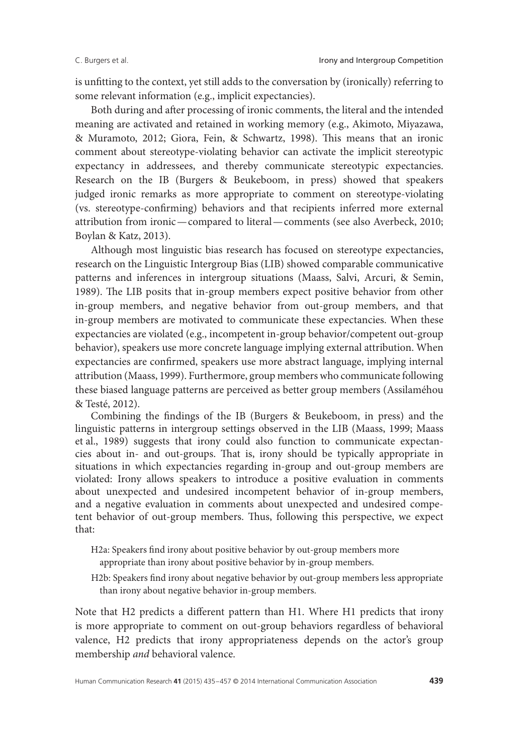is unfitting to the context, yet still adds to the conversation by (ironically) referring to some relevant information (e.g., implicit expectancies).

Both during and after processing of ironic comments, the literal and the intended meaning are activated and retained in working memory (e.g., Akimoto, Miyazawa, & Muramoto, 2012; Giora, Fein, & Schwartz, 1998). This means that an ironic comment about stereotype-violating behavior can activate the implicit stereotypic expectancy in addressees, and thereby communicate stereotypic expectancies. Research on the IB (Burgers & Beukeboom, in press) showed that speakers judged ironic remarks as more appropriate to comment on stereotype-violating (vs. stereotype-confirming) behaviors and that recipients inferred more external attribution from ironic — compared to literal — comments (see also Averbeck, 2010; Boylan & Katz, 2013).

Although most linguistic bias research has focused on stereotype expectancies, research on the Linguistic Intergroup Bias (LIB) showed comparable communicative patterns and inferences in intergroup situations (Maass, Salvi, Arcuri, & Semin, 1989). The LIB posits that in-group members expect positive behavior from other in-group members, and negative behavior from out-group members, and that in-group members are motivated to communicate these expectancies. When these expectancies are violated (e.g., incompetent in-group behavior/competent out-group behavior), speakers use more concrete language implying external attribution. When expectancies are confirmed, speakers use more abstract language, implying internal attribution (Maass, 1999). Furthermore, group members who communicate following these biased language patterns are perceived as better group members (Assilaméhou & Testé, 2012).

Combining the findings of the IB (Burgers & Beukeboom, in press) and the linguistic patterns in intergroup settings observed in the LIB (Maass, 1999; Maass et al., 1989) suggests that irony could also function to communicate expectancies about in- and out-groups. That is, irony should be typically appropriate in situations in which expectancies regarding in-group and out-group members are violated: Irony allows speakers to introduce a positive evaluation in comments about unexpected and undesired incompetent behavior of in-group members, and a negative evaluation in comments about unexpected and undesired competent behavior of out-group members. Thus, following this perspective, we expect that:

H2a: Speakers find irony about positive behavior by out-group members more appropriate than irony about positive behavior by in-group members.

H2b: Speakers find irony about negative behavior by out-group members less appropriate than irony about negative behavior in-group members.

Note that H2 predicts a different pattern than H1. Where H1 predicts that irony is more appropriate to comment on out-group behaviors regardless of behavioral valence, H2 predicts that irony appropriateness depends on the actor's group membership *and* behavioral valence.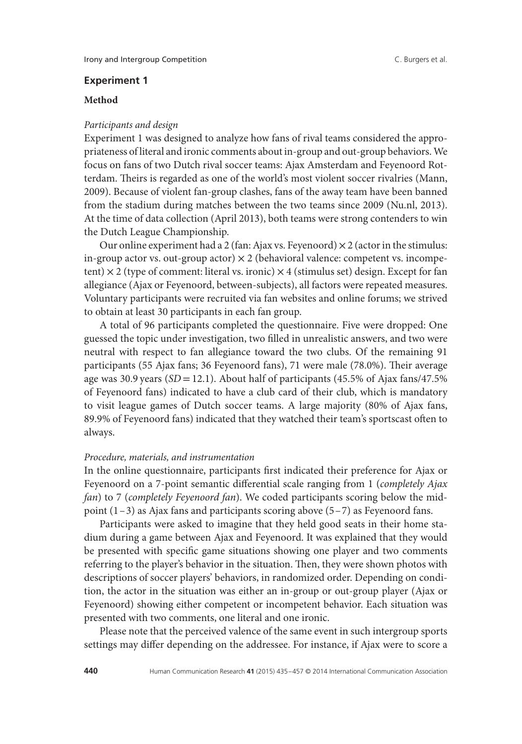## Experiment 1

### Method

#### *Participants and design*

Experiment 1 was designed to analyze how fans of rival teams considered the appropriateness of literal and ironic comments about in-group and out-group behaviors. We focus on fans of two Dutch rival soccer teams: Ajax Amsterdam and Feyenoord Rotterdam. Theirs is regarded as one of the world's most violent soccer rivalries (Mann, 2009). Because of violent fan-group clashes, fans of the away team have been banned from the stadium during matches between the two teams since 2009 (Nu.nl, 2013). At the time of data collection (April 2013), both teams were strong contenders to win the Dutch League Championship.

Our online experiment had a 2 (fan: Ajax vs. Feyenoord) × 2 (actor in the stimulus: in-group actor vs. out-group actor) × 2 (behavioral valence: competent vs. incompetent) × 2 (type of comment: literal vs. ironic) × 4 (stimulus set) design. Except for fan allegiance (Ajax or Feyenoord, between-subjects), all factors were repeated measures. Voluntary participants were recruited via fan websites and online forums; we strived to obtain at least 30 participants in each fan group.

A total of 96 participants completed the questionnaire. Five were dropped: One guessed the topic under investigation, two filled in unrealistic answers, and two were neutral with respect to fan allegiance toward the two clubs. Of the remaining 91 participants (55 Ajax fans; 36 Feyenoord fans), 71 were male (78.0%). Their average age was 30.9 years ($SD = 12.1$). About half of participants (45.5% of Ajax fans/47.5% of Feyenoord fans) indicated to have a club card of their club, which is mandatory to visit league games of Dutch soccer teams. A large majority (80% of Ajax fans, 89.9% of Feyenoord fans) indicated that they watched their team's sportscast often to always.

#### *Procedure, materials, and instrumentation*

In the online questionnaire, participants first indicated their preference for Ajax or Feyenoord on a 7-point semantic differential scale ranging from 1 (*completely Ajax fan*) to 7 (*completely Feyenoord fan*). We coded participants scoring below the midpoint (1–3) as Ajax fans and participants scoring above (5–7) as Feyenoord fans.

Participants were asked to imagine that they held good seats in their home stadium during a game between Ajax and Feyenoord. It was explained that they would be presented with specific game situations showing one player and two comments referring to the player's behavior in the situation. Then, they were shown photos with descriptions of soccer players' behaviors, in randomized order. Depending on condition, the actor in the situation was either an in-group or out-group player (Ajax or Feyenoord) showing either competent or incompetent behavior. Each situation was presented with two comments, one literal and one ironic.

Please note that the perceived valence of the same event in such intergroup sports settings may differ depending on the addressee. For instance, if Ajax were to score a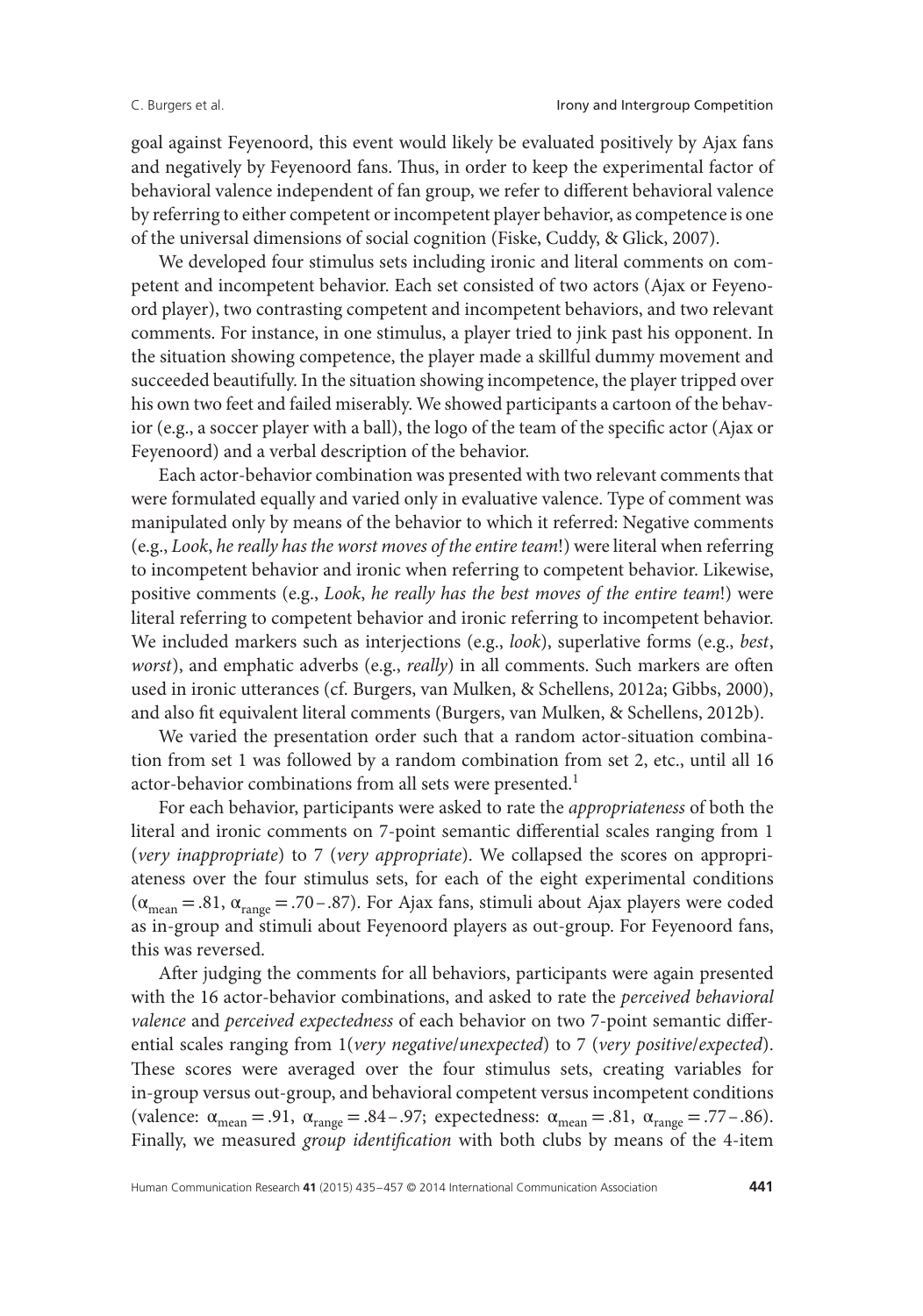goal against Feyenoord, this event would likely be evaluated positively by Ajax fans and negatively by Feyenoord fans. Thus, in order to keep the experimental factor of behavioral valence independent of fan group, we refer to different behavioral valence by referring to either competent or incompetent player behavior, as competence is one of the universal dimensions of social cognition (Fiske, Cuddy, & Glick, 2007).

We developed four stimulus sets including ironic and literal comments on competent and incompetent behavior. Each set consisted of two actors (Ajax or Feyenoord player), two contrasting competent and incompetent behaviors, and two relevant comments. For instance, in one stimulus, a player tried to jink past his opponent. In the situation showing competence, the player made a skillful dummy movement and succeeded beautifully. In the situation showing incompetence, the player tripped over his own two feet and failed miserably. We showed participants a cartoon of the behavior (e.g., a soccer player with a ball), the logo of the team of the specific actor (Ajax or Feyenoord) and a verbal description of the behavior.

Each actor-behavior combination was presented with two relevant comments that were formulated equally and varied only in evaluative valence. Type of comment was manipulated only by means of the behavior to which it referred: Negative comments (e.g., *Look*, *he really has the worst moves of the entire team*!) were literal when referring to incompetent behavior and ironic when referring to competent behavior. Likewise, positive comments (e.g., *Look*, *he really has the best moves of the entire team*!) were literal referring to competent behavior and ironic referring to incompetent behavior. We included markers such as interjections (e.g., *look*), superlative forms (e.g., *best*, *worst*), and emphatic adverbs (e.g., *really*) in all comments. Such markers are often used in ironic utterances (cf. Burgers, van Mulken, & Schellens, 2012a; Gibbs, 2000), and also fit equivalent literal comments (Burgers, van Mulken, & Schellens, 2012b).

We varied the presentation order such that a random actor-situation combination from set 1 was followed by a random combination from set 2, etc., until all 16 actor-behavior combinations from all sets were presented.[1]

For each behavior, participants were asked to rate the *appropriateness* of both the literal and ironic comments on 7-point semantic differential scales ranging from 1 (*very inappropriate*) to 7 (*very appropriate*). We collapsed the scores on appropriateness over the four stimulus sets, for each of the eight experimental conditions ($\alpha_{mean} = .81$, $\alpha_{range} = .70 - .87$). For Ajax fans, stimuli about Ajax players were coded as in-group and stimuli about Feyenoord players as out-group. For Feyenoord fans, this was reversed.

After judging the comments for all behaviors, participants were again presented with the 16 actor-behavior combinations, and asked to rate the *perceived behavioral valence* and *perceived expectedness* of each behavior on two 7-point semantic differential scales ranging from 1(*very negative*/*unexpected*) to 7 (*very positive*/*expected*). These scores were averaged over the four stimulus sets, creating variables for in-group versus out-group, and behavioral competent versus incompetent conditions (valence: $\alpha_{mean} = .91$, $\alpha_{range} = .84 - .97$; expectedness: $\alpha_{mean} = .81$, $\alpha_{range} = .77 - .86$). Finally, we measured *group identification* with both clubs by means of the 4-item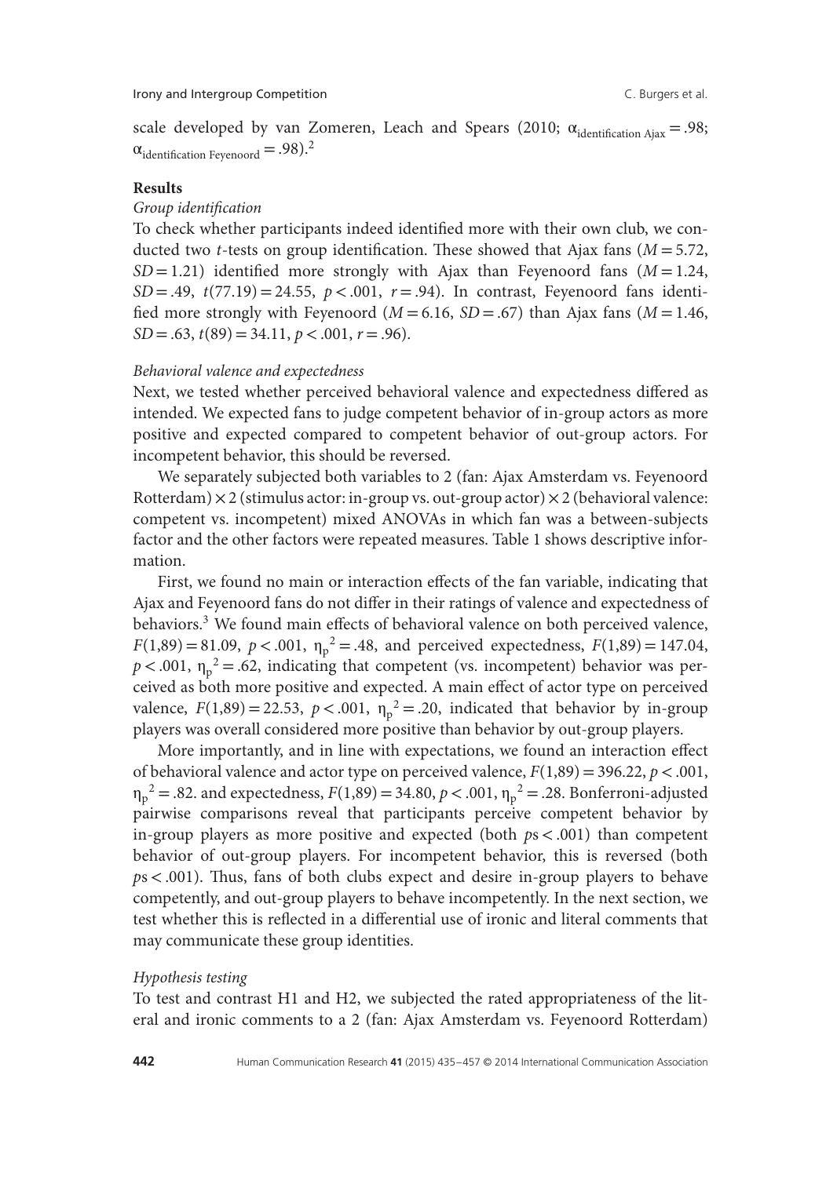scale developed by van Zomeren, Leach and Spears (2010; $\alpha_{\text{identification Ajax}} = .98$; $\alpha_{\text{identification Feyenoord}} = .98$).[2]

**Results**

*Group identification*

To check whether participants indeed identified more with their own club, we conducted two *t*-tests on group identification. These showed that Ajax fans ($M = 5.72$, $SD = 1.21$) identified more strongly with Ajax than Feyenoord fans ($M = 1.24$, $SD = .49$, $t(77.19) = 24.55$, $p < .001$, $r = .94$). In contrast, Feyenoord fans identified more strongly with Feyenoord ($M = 6.16$, $SD = .67$) than Ajax fans ($M = 1.46$, $SD = .63$, $t(89) = 34.11$, $p < .001$, $r = .96$).

*Behavioral valence and expectedness*

Next, we tested whether perceived behavioral valence and expectedness differed as intended. We expected fans to judge competent behavior of in-group actors as more positive and expected compared to competent behavior of out-group actors. For incompetent behavior, this should be reversed.

We separately subjected both variables to 2 (fan: Ajax Amsterdam vs. Feyenoord Rotterdam) × 2 (stimulus actor: in-group vs. out-group actor) × 2 (behavioral valence: competent vs. incompetent) mixed ANOVAs in which fan was a between-subjects factor and the other factors were repeated measures. Table 1 shows descriptive information.

First, we found no main or interaction effects of the fan variable, indicating that Ajax and Feyenoord fans do not differ in their ratings of valence and expectedness of behaviors.[3] We found main effects of behavioral valence on both perceived valence, $F(1,89) = 81.09$, $p < .001$, $\eta_p^2 = .48$, and perceived expectedness, $F(1,89) = 147.04$, $p < .001$, $\eta_p^2 = .62$, indicating that competent (vs. incompetent) behavior was perceived as both more positive and expected. A main effect of actor type on perceived valence, $F(1,89) = 22.53$, $p < .001$, $\eta_p^2 = .20$, indicated that behavior by in-group players was overall considered more positive than behavior by out-group players.

More importantly, and in line with expectations, we found an interaction effect of behavioral valence and actor type on perceived valence, $F(1,89) = 396.22$, $p < .001$, $\eta_p^2 = .82$. and expectedness, $F(1,89) = 34.80$, $p < .001$, $\eta_p^2 = .28$. Bonferroni-adjusted pairwise comparisons reveal that participants perceive competent behavior by in-group players as more positive and expected (both $p$s $< .001$) than competent behavior of out-group players. For incompetent behavior, this is reversed (both $p$s $< .001$). Thus, fans of both clubs expect and desire in-group players to behave competently, and out-group players to behave incompetently. In the next section, we test whether this is reflected in a differential use of ironic and literal comments that may communicate these group identities.

*Hypothesis testing*

To test and contrast H1 and H2, we subjected the rated appropriateness of the literal and ironic comments to a 2 (fan: Ajax Amsterdam vs. Feyenoord Rotterdam)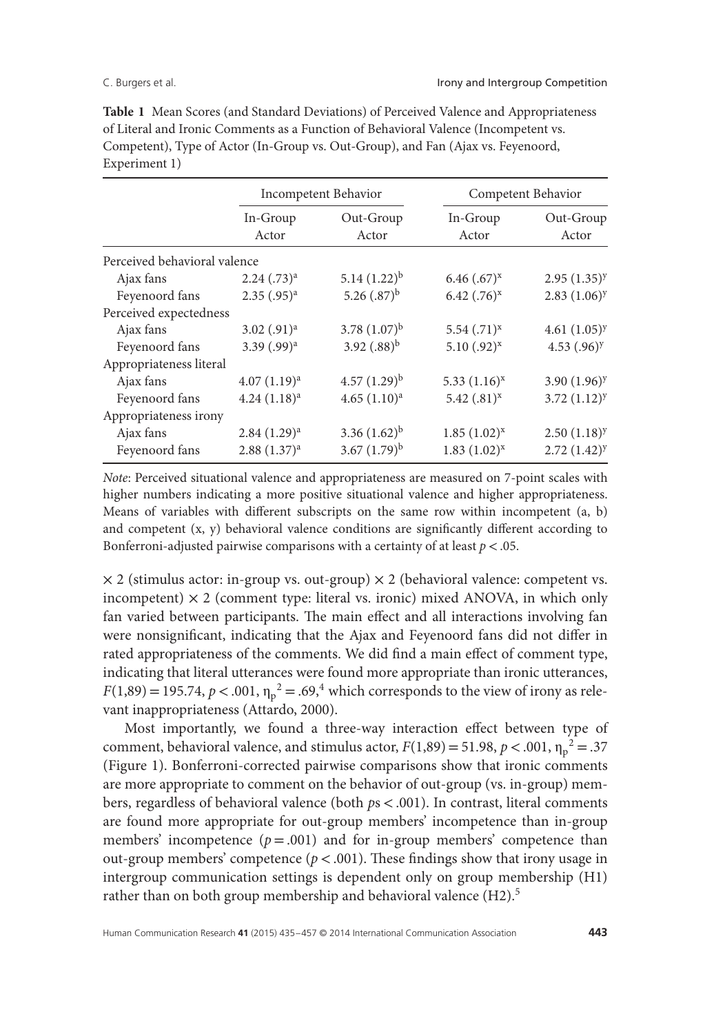**Table 1** Mean Scores (and Standard Deviations) of Perceived Valence and Appropriateness of Literal and Ironic Comments as a Function of Behavioral Valence (Incompetent vs. Competent), Type of Actor (In-Group vs. Out-Group), and Fan (Ajax vs. Feyenoord, Experiment 1)

| | Incompetent Behavior | | Competent Behavior | |
|---|---|---|---|---|
| | In-Group Actor | Out-Group Actor | In-Group Actor | Out-Group Actor |
| Perceived behavioral valence | | | | |
| Ajax fans | 2.24 (.73)$^{a}$ | 5.14 (1.22)$^{b}$ | 6.46 (.67)$^{x}$ | 2.95 (1.35)$^{y}$ |
| Feyenoord fans | 2.35 (.95)$^{a}$ | 5.26 (.87)$^{b}$ | 6.42 (.76)$^{x}$ | 2.83 (1.06)$^{y}$ |
| Perceived expectedness | | | | |
| Ajax fans | 3.02 (.91)$^{a}$ | 3.78 (1.07)$^{b}$ | 5.54 (.71)$^{x}$ | 4.61 (1.05)$^{y}$ |
| Feyenoord fans | 3.39 (.99)$^{a}$ | 3.92 (.88)$^{b}$ | 5.10 (.92)$^{x}$ | 4.53 (.96)$^{y}$ |
| Appropriateness literal | | | | |
| Ajax fans | 4.07 (1.19)$^{a}$ | 4.57 (1.29)$^{b}$ | 5.33 (1.16)$^{x}$ | 3.90 (1.96)$^{y}$ |
| Feyenoord fans | 4.24 (1.18)$^{a}$ | 4.65 (1.10)$^{a}$ | 5.42 (.81)$^{x}$ | 3.72 (1.12)$^{y}$ |
| Appropriateness irony | | | | |
| Ajax fans | 2.84 (1.29)$^{a}$ | 3.36 (1.62)$^{b}$ | 1.85 (1.02)$^{x}$ | 2.50 (1.18)$^{y}$ |
| Feyenoord fans | 2.88 (1.37)$^{a}$ | 3.67 (1.79)$^{b}$ | 1.83 (1.02)$^{x}$ | 2.72 (1.42)$^{y}$ |

*Note*: Perceived situational valence and appropriateness are measured on 7-point scales with higher numbers indicating a more positive situational valence and higher appropriateness. Means of variables with different subscripts on the same row within incompetent (a, b) and competent (x, y) behavioral valence conditions are significantly different according to Bonferroni-adjusted pairwise comparisons with a certainty of at least $p < .05$.

$\times$ 2 (stimulus actor: in-group vs. out-group) $\times$ 2 (behavioral valence: competent vs. incompetent) $\times$ 2 (comment type: literal vs. ironic) mixed ANOVA, in which only fan varied between participants. The main effect and all interactions involving fan were nonsignificant, indicating that the Ajax and Feyenoord fans did not differ in rated appropriateness of the comments. We did find a main effect of comment type, indicating that literal utterances were found more appropriate than ironic utterances, $F(1,89) = 195.74$, $p < .001$, $\eta_p^2 = .69$,[4] which corresponds to the view of irony as relevant inappropriateness (Attardo, 2000).

Most importantly, we found a three-way interaction effect between type of comment, behavioral valence, and stimulus actor, $F(1,89) = 51.98$, $p < .001$, $\eta_p^2 = .37$ (Figure 1). Bonferroni-corrected pairwise comparisons show that ironic comments are more appropriate to comment on the behavior of out-group (vs. in-group) members, regardless of behavioral valence (both $p$s $< .001$). In contrast, literal comments are found more appropriate for out-group members' incompetence than in-group members' incompetence ($p = .001$) and for in-group members' competence than out-group members' competence ($p < .001$). These findings show that irony usage in intergroup communication settings is dependent only on group membership (H1) rather than on both group membership and behavioral valence (H2).[5]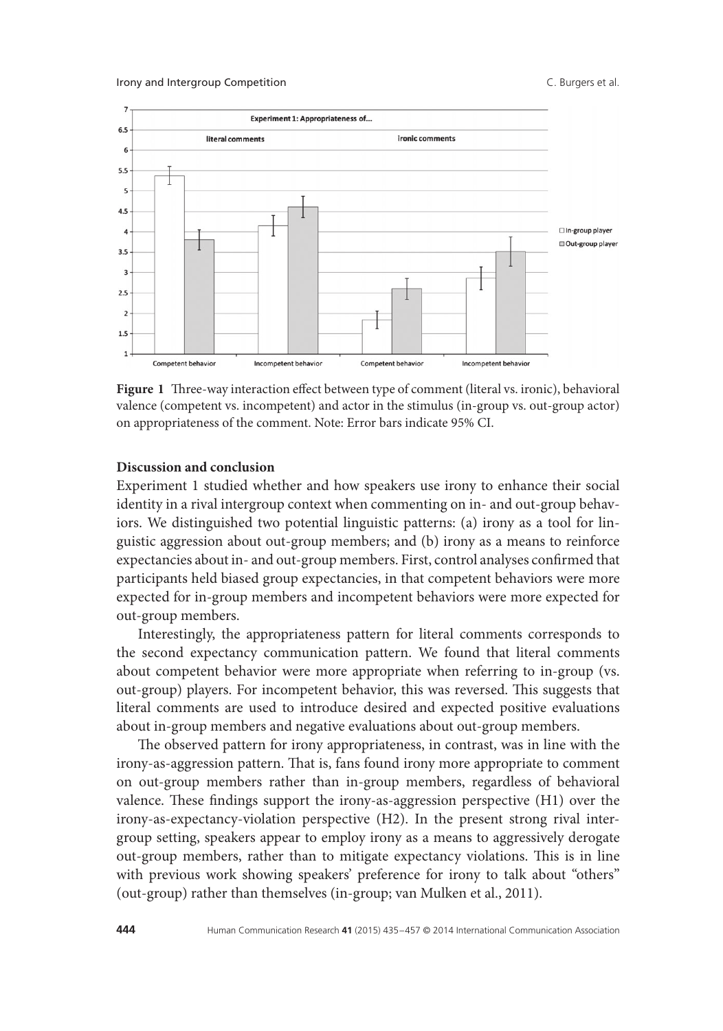**Figure 1** Three-way interaction effect between type of comment (literal vs. ironic), behavioral valence (competent vs. incompetent) and actor in the stimulus (in-group vs. out-group actor) on appropriateness of the comment. Note: Error bars indicate 95% CI.

### Discussion and conclusion

Experiment 1 studied whether and how speakers use irony to enhance their social identity in a rival intergroup context when commenting on in- and out-group behaviors. We distinguished two potential linguistic patterns: (a) irony as a tool for linguistic aggression about out-group members; and (b) irony as a means to reinforce expectancies about in- and out-group members. First, control analyses confirmed that participants held biased group expectancies, in that competent behaviors were more expected for in-group members and incompetent behaviors were more expected for out-group members.

Interestingly, the appropriateness pattern for literal comments corresponds to the second expectancy communication pattern. We found that literal comments about competent behavior were more appropriate when referring to in-group (vs. out-group) players. For incompetent behavior, this was reversed. This suggests that literal comments are used to introduce desired and expected positive evaluations about in-group members and negative evaluations about out-group members.

The observed pattern for irony appropriateness, in contrast, was in line with the irony-as-aggression pattern. That is, fans found irony more appropriate to comment on out-group members rather than in-group members, regardless of behavioral valence. These findings support the irony-as-aggression perspective (H1) over the irony-as-expectancy-violation perspective (H2). In the present strong rival intergroup setting, speakers appear to employ irony as a means to aggressively derogate out-group members, rather than to mitigate expectancy violations. This is in line with previous work showing speakers' preference for irony to talk about "others" (out-group) rather than themselves (in-group; van Mulken et al., 2011).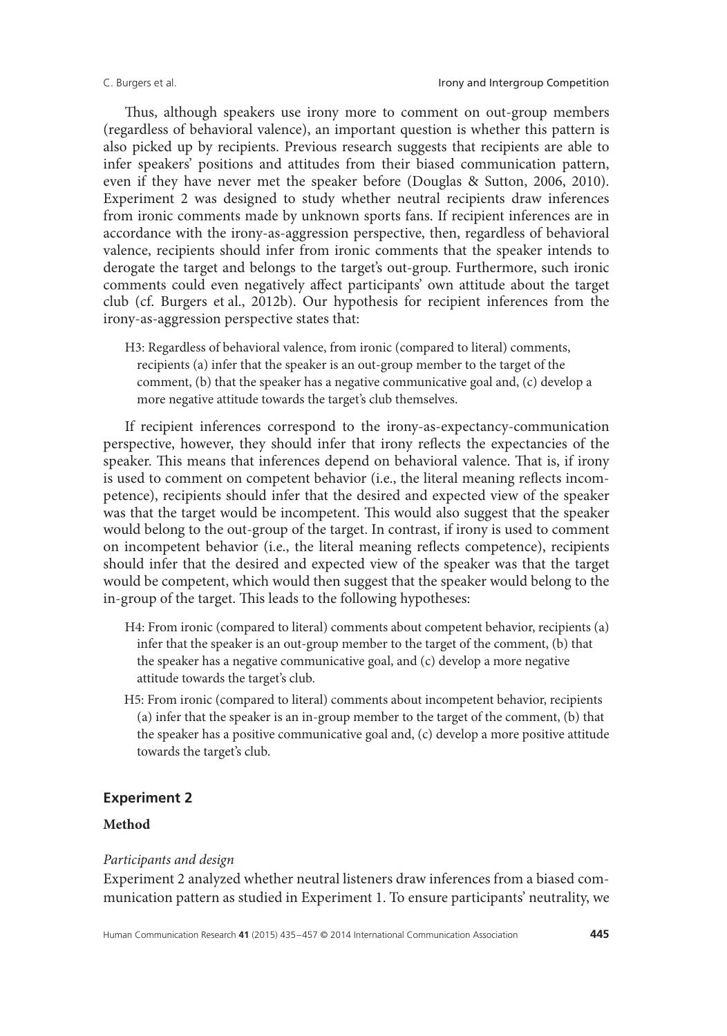Thus, although speakers use irony more to comment on out-group members (regardless of behavioral valence), an important question is whether this pattern is also picked up by recipients. Previous research suggests that recipients are able to infer speakers' positions and attitudes from their biased communication pattern, even if they have never met the speaker before (Douglas & Sutton, 2006, 2010). Experiment 2 was designed to study whether neutral recipients draw inferences from ironic comments made by unknown sports fans. If recipient inferences are in accordance with the irony-as-aggression perspective, then, regardless of behavioral valence, recipients should infer from ironic comments that the speaker intends to derogate the target and belongs to the target's out-group. Furthermore, such ironic comments could even negatively affect participants' own attitude about the target club (cf. Burgers et al., 2012b). Our hypothesis for recipient inferences from the irony-as-aggression perspective states that:

> H3: Regardless of behavioral valence, from ironic (compared to literal) comments, recipients (a) infer that the speaker is an out-group member to the target of the comment, (b) that the speaker has a negative communicative goal and, (c) develop a more negative attitude towards the target's club themselves.

If recipient inferences correspond to the irony-as-expectancy-communication perspective, however, they should infer that irony reflects the expectancies of the speaker. This means that inferences depend on behavioral valence. That is, if irony is used to comment on competent behavior (i.e., the literal meaning reflects incompetence), recipients should infer that the desired and expected view of the speaker was that the target would be incompetent. This would also suggest that the speaker would belong to the out-group of the target. In contrast, if irony is used to comment on incompetent behavior (i.e., the literal meaning reflects competence), recipients should infer that the desired and expected view of the speaker was that the target would be competent, which would then suggest that the speaker would belong to the in-group of the target. This leads to the following hypotheses:

> H4: From ironic (compared to literal) comments about competent behavior, recipients (a) infer that the speaker is an out-group member to the target of the comment, (b) that the speaker has a negative communicative goal, and (c) develop a more negative attitude towards the target's club.

> H5: From ironic (compared to literal) comments about incompetent behavior, recipients (a) infer that the speaker is an in-group member to the target of the comment, (b) that the speaker has a positive communicative goal and, (c) develop a more positive attitude towards the target's club.

## Experiment 2

### Method

*Participants and design*

Experiment 2 analyzed whether neutral listeners draw inferences from a biased communication pattern as studied in Experiment 1. To ensure participants' neutrality, we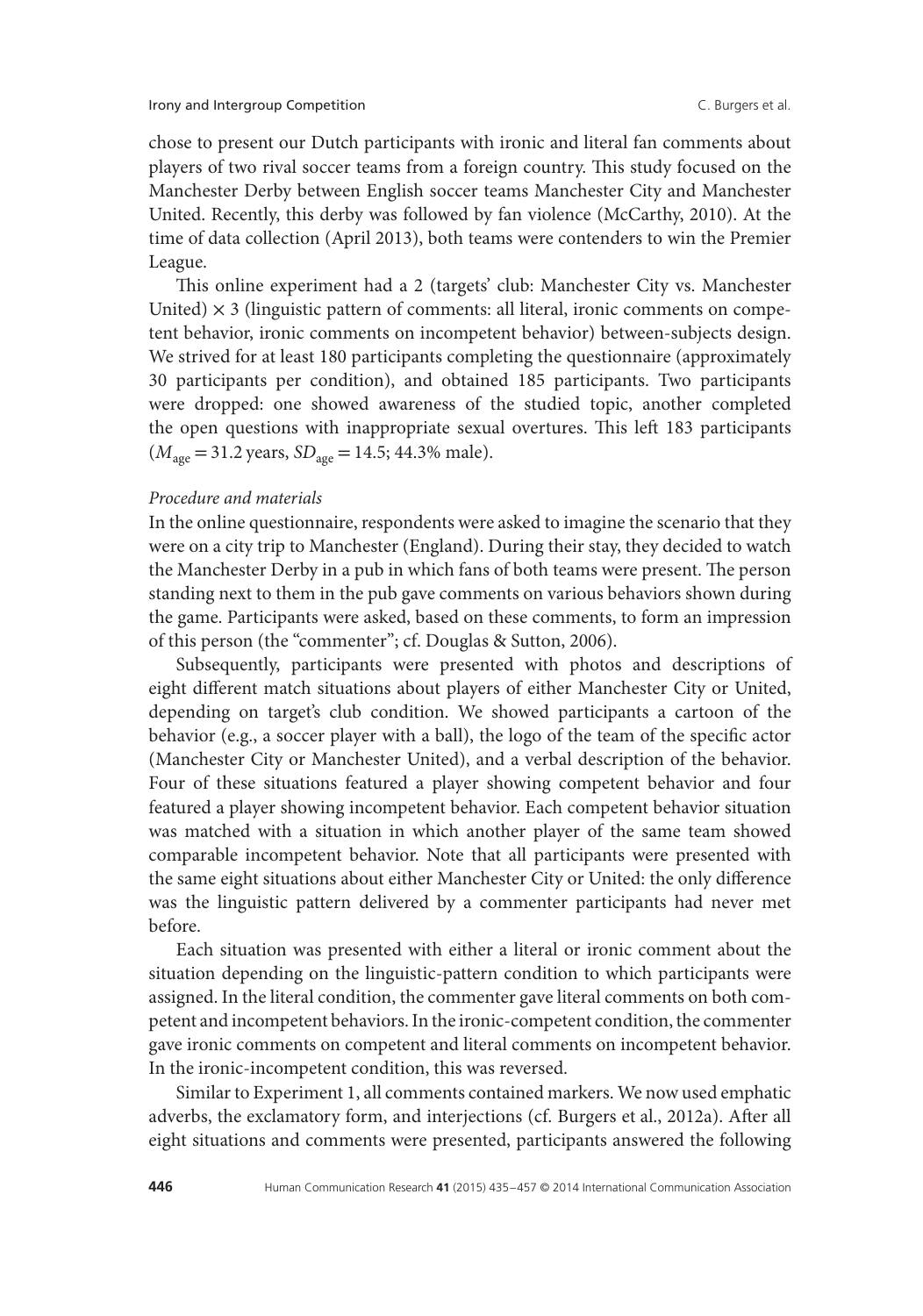chose to present our Dutch participants with ironic and literal fan comments about players of two rival soccer teams from a foreign country. This study focused on the Manchester Derby between English soccer teams Manchester City and Manchester United. Recently, this derby was followed by fan violence (McCarthy, 2010). At the time of data collection (April 2013), both teams were contenders to win the Premier League.

This online experiment had a 2 (targets' club: Manchester City vs. Manchester United) × 3 (linguistic pattern of comments: all literal, ironic comments on competent behavior, ironic comments on incompetent behavior) between-subjects design. We strived for at least 180 participants completing the questionnaire (approximately 30 participants per condition), and obtained 185 participants. Two participants were dropped: one showed awareness of the studied topic, another completed the open questions with inappropriate sexual overtures. This left 183 participants ($M_{age}$ = 31.2 years, $SD_{age}$ = 14.5; 44.3% male).

*Procedure and materials*

In the online questionnaire, respondents were asked to imagine the scenario that they were on a city trip to Manchester (England). During their stay, they decided to watch the Manchester Derby in a pub in which fans of both teams were present. The person standing next to them in the pub gave comments on various behaviors shown during the game. Participants were asked, based on these comments, to form an impression of this person (the "commenter"; cf. Douglas & Sutton, 2006).

Subsequently, participants were presented with photos and descriptions of eight different match situations about players of either Manchester City or United, depending on target's club condition. We showed participants a cartoon of the behavior (e.g., a soccer player with a ball), the logo of the team of the specific actor (Manchester City or Manchester United), and a verbal description of the behavior. Four of these situations featured a player showing competent behavior and four featured a player showing incompetent behavior. Each competent behavior situation was matched with a situation in which another player of the same team showed comparable incompetent behavior. Note that all participants were presented with the same eight situations about either Manchester City or United: the only difference was the linguistic pattern delivered by a commenter participants had never met before.

Each situation was presented with either a literal or ironic comment about the situation depending on the linguistic-pattern condition to which participants were assigned. In the literal condition, the commenter gave literal comments on both competent and incompetent behaviors. In the ironic-competent condition, the commenter gave ironic comments on competent and literal comments on incompetent behavior. In the ironic-incompetent condition, this was reversed.

Similar to Experiment 1, all comments contained markers. We now used emphatic adverbs, the exclamatory form, and interjections (cf. Burgers et al., 2012a). After all eight situations and comments were presented, participants answered the following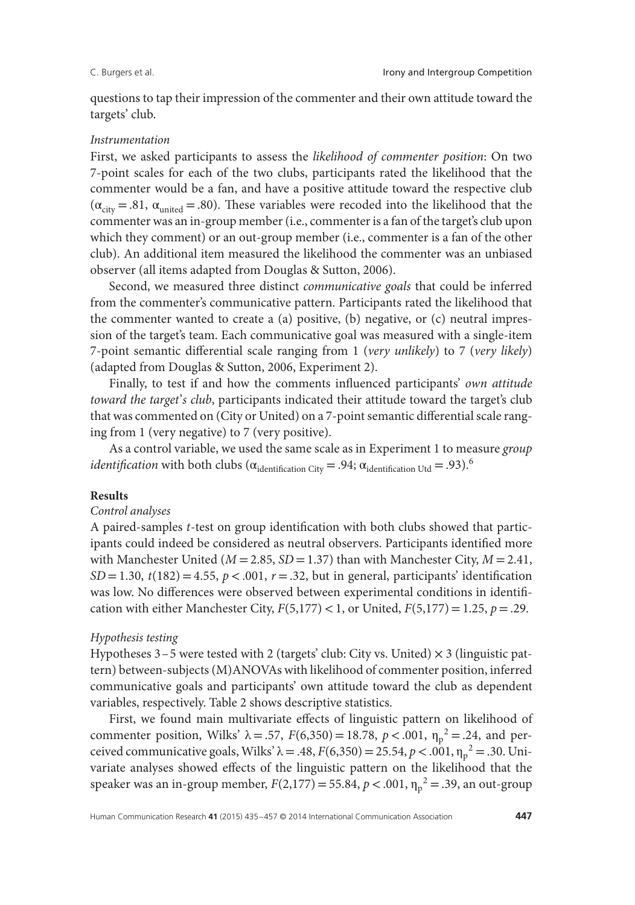questions to tap their impression of the commenter and their own attitude toward the targets' club.

*Instrumentation*

First, we asked participants to assess the *likelihood of commenter position*: On two 7-point scales for each of the two clubs, participants rated the likelihood that the commenter would be a fan, and have a positive attitude toward the respective club ($\alpha_{city} = .81$, $\alpha_{united} = .80$). These variables were recoded into the likelihood that the commenter was an in-group member (i.e., commenter is a fan of the target's club upon which they comment) or an out-group member (i.e., commenter is a fan of the other club). An additional item measured the likelihood the commenter was an unbiased observer (all items adapted from Douglas & Sutton, 2006).

Second, we measured three distinct *communicative goals* that could be inferred from the commenter's communicative pattern. Participants rated the likelihood that the commenter wanted to create a (a) positive, (b) negative, or (c) neutral impression of the target's team. Each communicative goal was measured with a single-item 7-point semantic differential scale ranging from 1 (*very unlikely*) to 7 (*very likely*) (adapted from Douglas & Sutton, 2006, Experiment 2).

Finally, to test if and how the comments influenced participants' *own attitude toward the target's club*, participants indicated their attitude toward the target's club that was commented on (City or United) on a 7-point semantic differential scale ranging from 1 (very negative) to 7 (very positive).

As a control variable, we used the same scale as in Experiment 1 to measure *group identification* with both clubs ($\alpha_{\text{identification City}} = .94$; $\alpha_{\text{identification Utd}} = .93$).[6]

**Results**

*Control analyses*

A paired-samples *t*-test on group identification with both clubs showed that participants could indeed be considered as neutral observers. Participants identified more with Manchester United ($M = 2.85$, $SD = 1.37$) than with Manchester City, $M = 2.41$, $SD = 1.30$, $t(182) = 4.55$, $p < .001$, $r = .32$, but in general, participants' identification was low. No differences were observed between experimental conditions in identification with either Manchester City, $F(5,177) < 1$, or United, $F(5,177) = 1.25$, $p = .29$.

*Hypothesis testing*

Hypotheses 3–5 were tested with 2 (targets' club: City vs. United) × 3 (linguistic pattern) between-subjects (M)ANOVAs with likelihood of commenter position, inferred communicative goals and participants' own attitude toward the club as dependent variables, respectively. Table 2 shows descriptive statistics.

First, we found main multivariate effects of linguistic pattern on likelihood of commenter position, Wilks' $\lambda = .57$, $F(6,350) = 18.78$, $p < .001$, $\eta_p^2 = .24$, and perceived communicative goals, Wilks' $\lambda = .48$, $F(6,350) = 25.54$, $p < .001$, $\eta_p^2 = .30$. Univariate analyses showed effects of the linguistic pattern on the likelihood that the speaker was an in-group member, $F(2,177) = 55.84$, $p < .001$, $\eta_p^2 = .39$, an out-group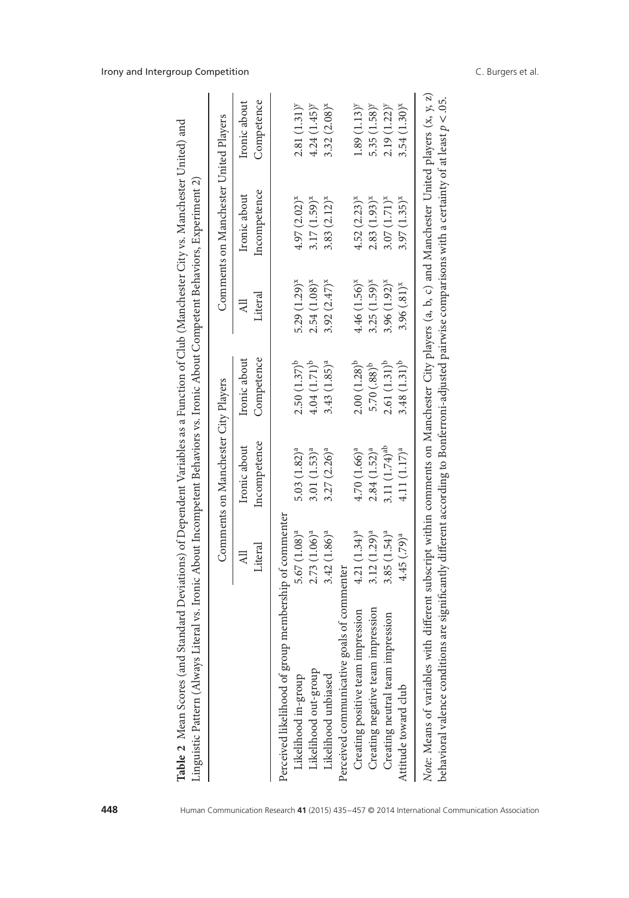**Table 2** Mean Scores (and Standard Deviations) of Dependent Variables as a Function of Club (Manchester City vs. Manchester United) and Linguistic Pattern (Always Literal vs. Ironic About Incompetent Behaviors vs. Ironic About Competent Behaviors, Experiment 2)

| | Comments on Manchester City Players | | | Comments on Manchester United Players | | |
|---|---|---|---|---|---|---|
| | All Literal | Ironic about Incompetence | Ironic about Competence | All Literal | Ironic about Incompetence | Ironic about Competence |
| Perceived likelihood of group membership of commenter | | | | | | |
| Likelihood in-group | 5.67 (1.08)[a] | 5.03 (1.82)[a] | 2.50 (1.37)[b] | 5.29 (1.29)[x] | 4.97 (2.02)[x] | 2.81 (1.31)[y] |
| Likelihood out-group | 2.73 (1.06)[a] | 3.01 (1.53)[a] | 4.04 (1.71)[b] | 2.54 (1.08)[x] | 3.17 (1.59)[x] | 4.24 (1.45)[y] |
| Likelihood unbiased | 3.42 (1.86)[a] | 3.27 (2.26)[a] | 3.43 (1.85)[a] | 3.92 (2.47)[x] | 3.83 (2.12)[x] | 3.32 (2.08)[x] |
| Perceived communicative goals of commenter | | | | | | |
| Creating positive team impression | 4.21 (1.34)[a] | 4.70 (1.66)[a] | 2.00 (1.28)[b] | 4.46 (1.56)[x] | 4.52 (2.23)[x] | 1.89 (1.13)[y] |
| Creating negative team impression | 3.12 (1.29)[a] | 2.84 (1.52)[a] | 5.70 (.88)[b] | 3.25 (1.59)[x] | 2.83 (1.93)[x] | 5.35 (1.58)[y] |
| Creating neutral team impression | 3.85 (1.54)[a] | 3.11 (1.74)[ab] | 2.61 (1.31)[b] | 3.96 (1.92)[x] | 3.07 (1.71)[x] | 2.19 (1.22)[y] |
| Attitude toward club | 4.45 (.79)[a] | 4.11 (1.17)[a] | 3.48 (1.31)[b] | 3.96 (.81)[x] | 3.97 (1.35)[x] | 3.54 (1.30)[x] |

*Note:* Means of variables with different subscript within comments on Manchester City players (a, b, c) and Manchester United players (x, y, z) behavioral valence conditions are significantly different according to Bonferroni-adjusted pairwise comparisons with a certainty of at least $p < .05$.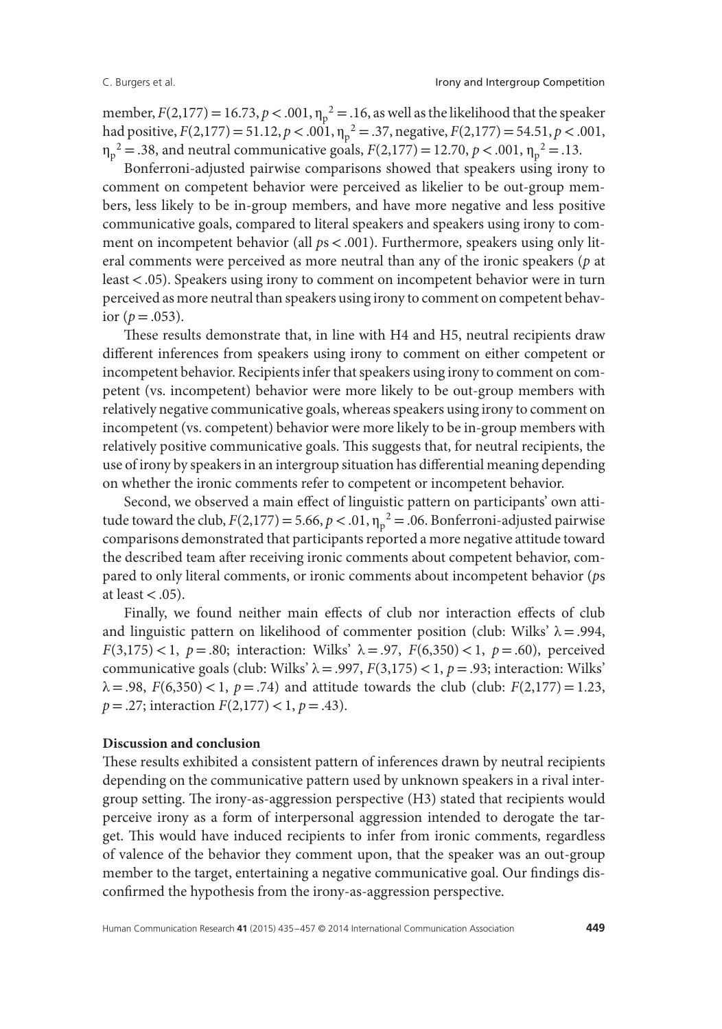member, $F(2,177) = 16.73, p < .001, \eta_p^2 = .16$, as well as the likelihood that the speaker had positive, $F(2,177) = 51.12, p < .001, \eta_p^2 = .37$, negative, $F(2,177) = 54.51, p < .001, \eta_p^2 = .38$, and neutral communicative goals, $F(2,177) = 12.70, p < .001, \eta_p^2 = .13$.

Bonferroni-adjusted pairwise comparisons showed that speakers using irony to comment on competent behavior were perceived as likelier to be out-group members, less likely to be in-group members, and have more negative and less positive communicative goals, compared to literal speakers and speakers using irony to comment on incompetent behavior (all $p$s $< .001$). Furthermore, speakers using only literal comments were perceived as more neutral than any of the ironic speakers ($p$ at least $< .05$). Speakers using irony to comment on incompetent behavior were in turn perceived as more neutral than speakers using irony to comment on competent behavior ($p = .053$).

These results demonstrate that, in line with H4 and H5, neutral recipients draw different inferences from speakers using irony to comment on either competent or incompetent behavior. Recipients infer that speakers using irony to comment on competent (vs. incompetent) behavior were more likely to be out-group members with relatively negative communicative goals, whereas speakers using irony to comment on incompetent (vs. competent) behavior were more likely to be in-group members with relatively positive communicative goals. This suggests that, for neutral recipients, the use of irony by speakers in an intergroup situation has differential meaning depending on whether the ironic comments refer to competent or incompetent behavior.

Second, we observed a main effect of linguistic pattern on participants' own attitude toward the club, $F(2,177) = 5.66, p < .01, \eta_p^2 = .06$. Bonferroni-adjusted pairwise comparisons demonstrated that participants reported a more negative attitude toward the described team after receiving ironic comments about competent behavior, compared to only literal comments, or ironic comments about incompetent behavior ($p$s at least $< .05$).

Finally, we found neither main effects of club nor interaction effects of club and linguistic pattern on likelihood of commenter position (club: Wilks' $\lambda = .994$, $F(3,175) < 1$, $p = .80$; interaction: Wilks' $\lambda = .97$, $F(6,350) < 1$, $p = .60$), perceived communicative goals (club: Wilks' $\lambda = .997$, $F(3,175) < 1$, $p = .93$; interaction: Wilks' $\lambda = .98$, $F(6,350) < 1$, $p = .74$) and attitude towards the club (club: $F(2,177) = 1.23$, $p = .27$; interaction $F(2,177) < 1$, $p = .43$).

**Discussion and conclusion**

These results exhibited a consistent pattern of inferences drawn by neutral recipients depending on the communicative pattern used by unknown speakers in a rival intergroup setting. The irony-as-aggression perspective (H3) stated that recipients would perceive irony as a form of interpersonal aggression intended to derogate the target. This would have induced recipients to infer from ironic comments, regardless of valence of the behavior they comment upon, that the speaker was an out-group member to the target, entertaining a negative communicative goal. Our findings disconfirmed the hypothesis from the irony-as-aggression perspective.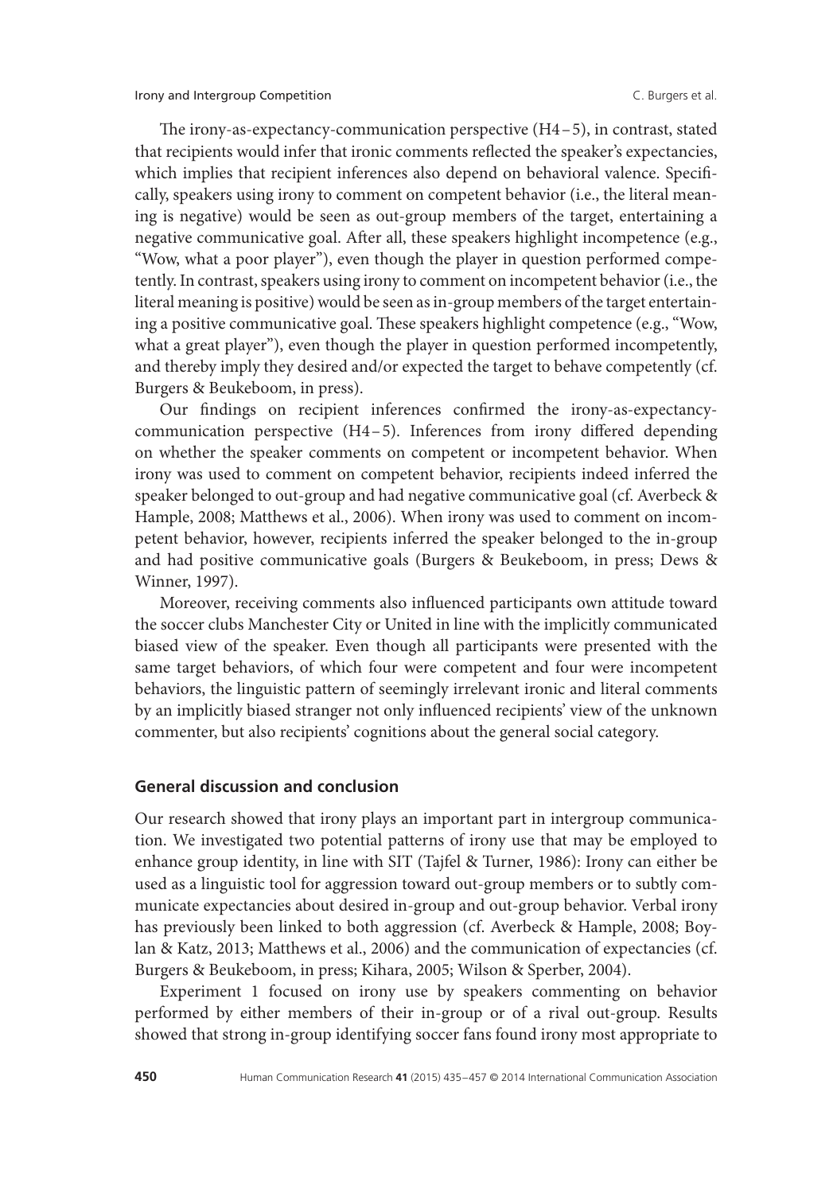The irony-as-expectancy-communication perspective (H4–5), in contrast, stated that recipients would infer that ironic comments reflected the speaker's expectancies, which implies that recipient inferences also depend on behavioral valence. Specifically, speakers using irony to comment on competent behavior (i.e., the literal meaning is negative) would be seen as out-group members of the target, entertaining a negative communicative goal. After all, these speakers highlight incompetence (e.g., "Wow, what a poor player"), even though the player in question performed competently. In contrast, speakers using irony to comment on incompetent behavior (i.e., the literal meaning is positive) would be seen as in-group members of the target entertaining a positive communicative goal. These speakers highlight competence (e.g., "Wow, what a great player"), even though the player in question performed incompetently, and thereby imply they desired and/or expected the target to behave competently (cf. Burgers & Beukeboom, in press).

Our findings on recipient inferences confirmed the irony-as-expectancy-communication perspective (H4–5). Inferences from irony differed depending on whether the speaker comments on competent or incompetent behavior. When irony was used to comment on competent behavior, recipients indeed inferred the speaker belonged to out-group and had negative communicative goal (cf. Averbeck & Hample, 2008; Matthews et al., 2006). When irony was used to comment on incompetent behavior, however, recipients inferred the speaker belonged to the in-group and had positive communicative goals (Burgers & Beukeboom, in press; Dews & Winner, 1997).

Moreover, receiving comments also influenced participants own attitude toward the soccer clubs Manchester City or United in line with the implicitly communicated biased view of the speaker. Even though all participants were presented with the same target behaviors, of which four were competent and four were incompetent behaviors, the linguistic pattern of seemingly irrelevant ironic and literal comments by an implicitly biased stranger not only influenced recipients' view of the unknown commenter, but also recipients' cognitions about the general social category.

## General discussion and conclusion

Our research showed that irony plays an important part in intergroup communication. We investigated two potential patterns of irony use that may be employed to enhance group identity, in line with SIT (Tajfel & Turner, 1986): Irony can either be used as a linguistic tool for aggression toward out-group members or to subtly communicate expectancies about desired in-group and out-group behavior. Verbal irony has previously been linked to both aggression (cf. Averbeck & Hample, 2008; Boylan & Katz, 2013; Matthews et al., 2006) and the communication of expectancies (cf. Burgers & Beukeboom, in press; Kihara, 2005; Wilson & Sperber, 2004).

Experiment 1 focused on irony use by speakers commenting on behavior performed by either members of their in-group or of a rival out-group. Results showed that strong in-group identifying soccer fans found irony most appropriate to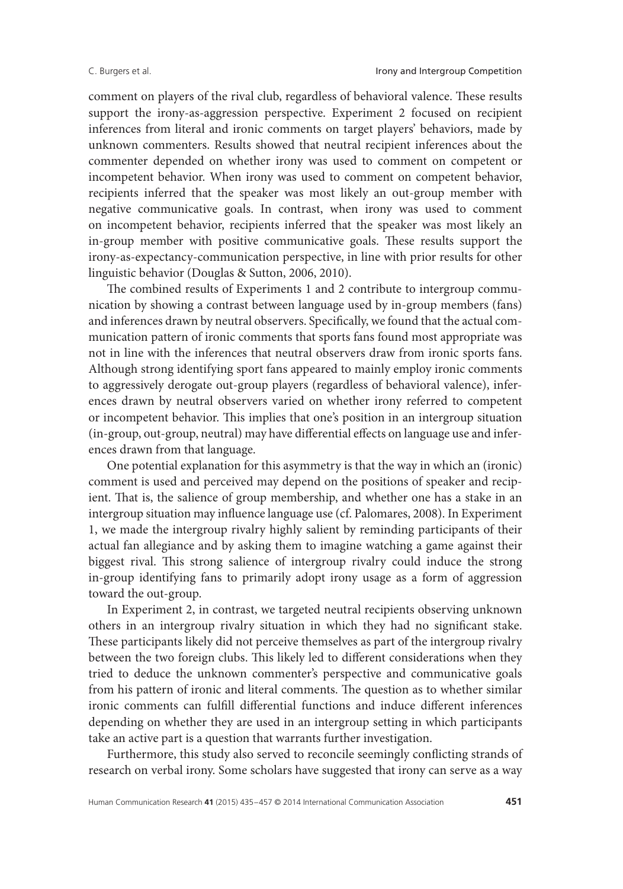comment on players of the rival club, regardless of behavioral valence. These results support the irony-as-aggression perspective. Experiment 2 focused on recipient inferences from literal and ironic comments on target players' behaviors, made by unknown commenters. Results showed that neutral recipient inferences about the commenter depended on whether irony was used to comment on competent or incompetent behavior. When irony was used to comment on competent behavior, recipients inferred that the speaker was most likely an out-group member with negative communicative goals. In contrast, when irony was used to comment on incompetent behavior, recipients inferred that the speaker was most likely an in-group member with positive communicative goals. These results support the irony-as-expectancy-communication perspective, in line with prior results for other linguistic behavior (Douglas & Sutton, 2006, 2010).

The combined results of Experiments 1 and 2 contribute to intergroup communication by showing a contrast between language used by in-group members (fans) and inferences drawn by neutral observers. Specifically, we found that the actual communication pattern of ironic comments that sports fans found most appropriate was not in line with the inferences that neutral observers draw from ironic sports fans. Although strong identifying sport fans appeared to mainly employ ironic comments to aggressively derogate out-group players (regardless of behavioral valence), inferences drawn by neutral observers varied on whether irony referred to competent or incompetent behavior. This implies that one's position in an intergroup situation (in-group, out-group, neutral) may have differential effects on language use and inferences drawn from that language.

One potential explanation for this asymmetry is that the way in which an (ironic) comment is used and perceived may depend on the positions of speaker and recipient. That is, the salience of group membership, and whether one has a stake in an intergroup situation may influence language use (cf. Palomares, 2008). In Experiment 1, we made the intergroup rivalry highly salient by reminding participants of their actual fan allegiance and by asking them to imagine watching a game against their biggest rival. This strong salience of intergroup rivalry could induce the strong in-group identifying fans to primarily adopt irony usage as a form of aggression toward the out-group.

In Experiment 2, in contrast, we targeted neutral recipients observing unknown others in an intergroup rivalry situation in which they had no significant stake. These participants likely did not perceive themselves as part of the intergroup rivalry between the two foreign clubs. This likely led to different considerations when they tried to deduce the unknown commenter's perspective and communicative goals from his pattern of ironic and literal comments. The question as to whether similar ironic comments can fulfill differential functions and induce different inferences depending on whether they are used in an intergroup setting in which participants take an active part is a question that warrants further investigation.

Furthermore, this study also served to reconcile seemingly conflicting strands of research on verbal irony. Some scholars have suggested that irony can serve as a way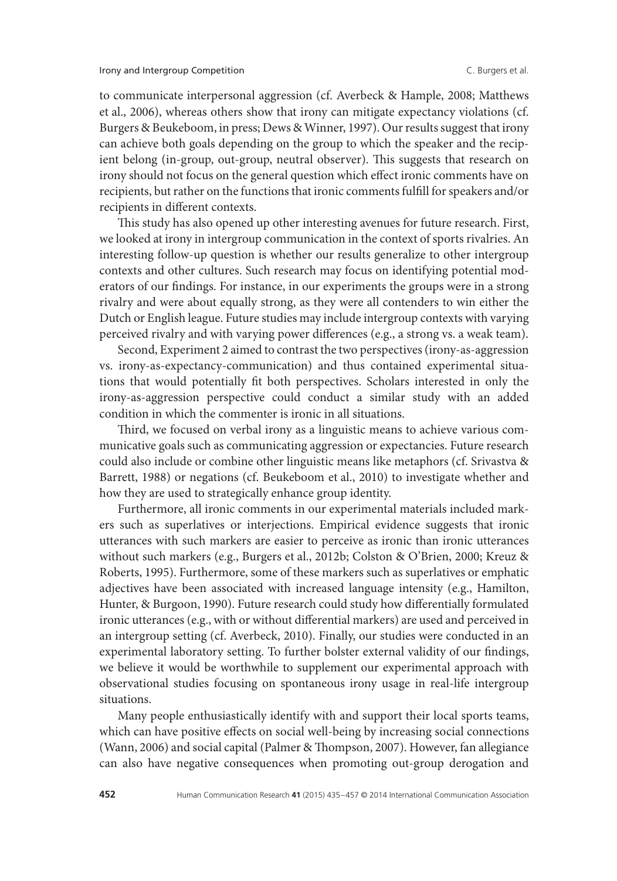to communicate interpersonal aggression (cf. Averbeck & Hample, 2008; Matthews et al., 2006), whereas others show that irony can mitigate expectancy violations (cf. Burgers & Beukeboom, in press; Dews & Winner, 1997). Our results suggest that irony can achieve both goals depending on the group to which the speaker and the recipient belong (in-group, out-group, neutral observer). This suggests that research on irony should not focus on the general question which effect ironic comments have on recipients, but rather on the functions that ironic comments fulfill for speakers and/or recipients in different contexts.

This study has also opened up other interesting avenues for future research. First, we looked at irony in intergroup communication in the context of sports rivalries. An interesting follow-up question is whether our results generalize to other intergroup contexts and other cultures. Such research may focus on identifying potential moderators of our findings. For instance, in our experiments the groups were in a strong rivalry and were about equally strong, as they were all contenders to win either the Dutch or English league. Future studies may include intergroup contexts with varying perceived rivalry and with varying power differences (e.g., a strong vs. a weak team).

Second, Experiment 2 aimed to contrast the two perspectives (irony-as-aggression vs. irony-as-expectancy-communication) and thus contained experimental situations that would potentially fit both perspectives. Scholars interested in only the irony-as-aggression perspective could conduct a similar study with an added condition in which the commenter is ironic in all situations.

Third, we focused on verbal irony as a linguistic means to achieve various communicative goals such as communicating aggression or expectancies. Future research could also include or combine other linguistic means like metaphors (cf. Srivastva & Barrett, 1988) or negations (cf. Beukeboom et al., 2010) to investigate whether and how they are used to strategically enhance group identity.

Furthermore, all ironic comments in our experimental materials included markers such as superlatives or interjections. Empirical evidence suggests that ironic utterances with such markers are easier to perceive as ironic than ironic utterances without such markers (e.g., Burgers et al., 2012b; Colston & O'Brien, 2000; Kreuz & Roberts, 1995). Furthermore, some of these markers such as superlatives or emphatic adjectives have been associated with increased language intensity (e.g., Hamilton, Hunter, & Burgoon, 1990). Future research could study how differentially formulated ironic utterances (e.g., with or without differential markers) are used and perceived in an intergroup setting (cf. Averbeck, 2010). Finally, our studies were conducted in an experimental laboratory setting. To further bolster external validity of our findings, we believe it would be worthwhile to supplement our experimental approach with observational studies focusing on spontaneous irony usage in real-life intergroup situations.

Many people enthusiastically identify with and support their local sports teams, which can have positive effects on social well-being by increasing social connections (Wann, 2006) and social capital (Palmer & Thompson, 2007). However, fan allegiance can also have negative consequences when promoting out-group derogation and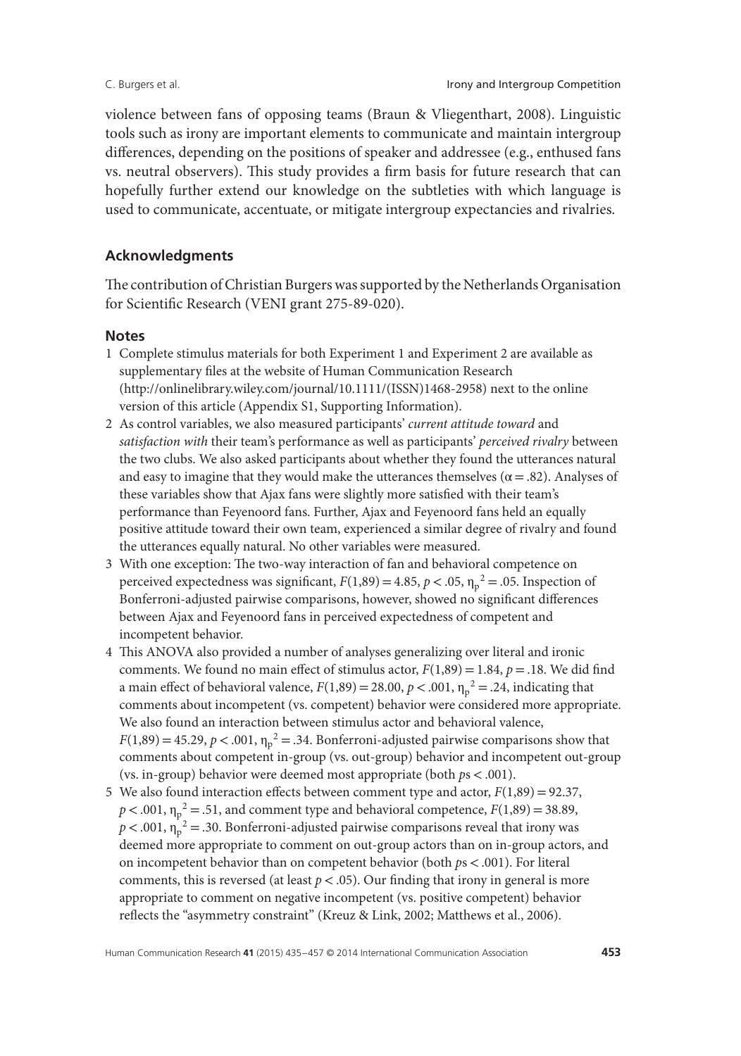violence between fans of opposing teams (Braun & Vliegenthart, 2008). Linguistic tools such as irony are important elements to communicate and maintain intergroup differences, depending on the positions of speaker and addressee (e.g., enthused fans vs. neutral observers). This study provides a firm basis for future research that can hopefully further extend our knowledge on the subtleties with which language is used to communicate, accentuate, or mitigate intergroup expectancies and rivalries.

## Acknowledgments

The contribution of Christian Burgers was supported by the Netherlands Organisation for Scientific Research (VENI grant 275-89-020).

## Notes

1. Complete stimulus materials for both Experiment 1 and Experiment 2 are available as supplementary files at the website of Human Communication Research (http://onlinelibrary.wiley.com/journal/10.1111/(ISSN)1468-2958) next to the online version of this article (Appendix S1, Supporting Information).
2. As control variables, we also measured participants' *current attitude toward* and *satisfaction with* their team's performance as well as participants' *perceived rivalry* between the two clubs. We also asked participants about whether they found the utterances natural and easy to imagine that they would make the utterances themselves ($\alpha = .82$). Analyses of these variables show that Ajax fans were slightly more satisfied with their team's performance than Feyenoord fans. Further, Ajax and Feyenoord fans held an equally positive attitude toward their own team, experienced a similar degree of rivalry and found the utterances equally natural. No other variables were measured.
3. With one exception: The two-way interaction of fan and behavioral competence on perceived expectedness was significant, $F(1,89) = 4.85$, $p < .05$, $\eta_p^2 = .05$. Inspection of Bonferroni-adjusted pairwise comparisons, however, showed no significant differences between Ajax and Feyenoord fans in perceived expectedness of competent and incompetent behavior.
4. This ANOVA also provided a number of analyses generalizing over literal and ironic comments. We found no main effect of stimulus actor, $F(1,89) = 1.84$, $p = .18$. We did find a main effect of behavioral valence, $F(1,89) = 28.00$, $p < .001$, $\eta_p^2 = .24$, indicating that comments about incompetent (vs. competent) behavior were considered more appropriate. We also found an interaction between stimulus actor and behavioral valence, $F(1,89) = 45.29$, $p < .001$, $\eta_p^2 = .34$. Bonferroni-adjusted pairwise comparisons show that comments about competent in-group (vs. out-group) behavior and incompetent out-group (vs. in-group) behavior were deemed most appropriate (both $p$s $< .001$).
5. We also found interaction effects between comment type and actor, $F(1,89) = 92.37$, $p < .001$, $\eta_p^2 = .51$, and comment type and behavioral competence, $F(1,89) = 38.89$, $p < .001$, $\eta_p^2 = .30$. Bonferroni-adjusted pairwise comparisons reveal that irony was deemed more appropriate to comment on out-group actors than on in-group actors, and on incompetent behavior than on competent behavior (both $p$s $< .001$). For literal comments, this is reversed (at least $p < .05$). Our finding that irony in general is more appropriate to comment on negative incompetent (vs. positive competent) behavior reflects the "asymmetry constraint" (Kreuz & Link, 2002; Matthews et al., 2006).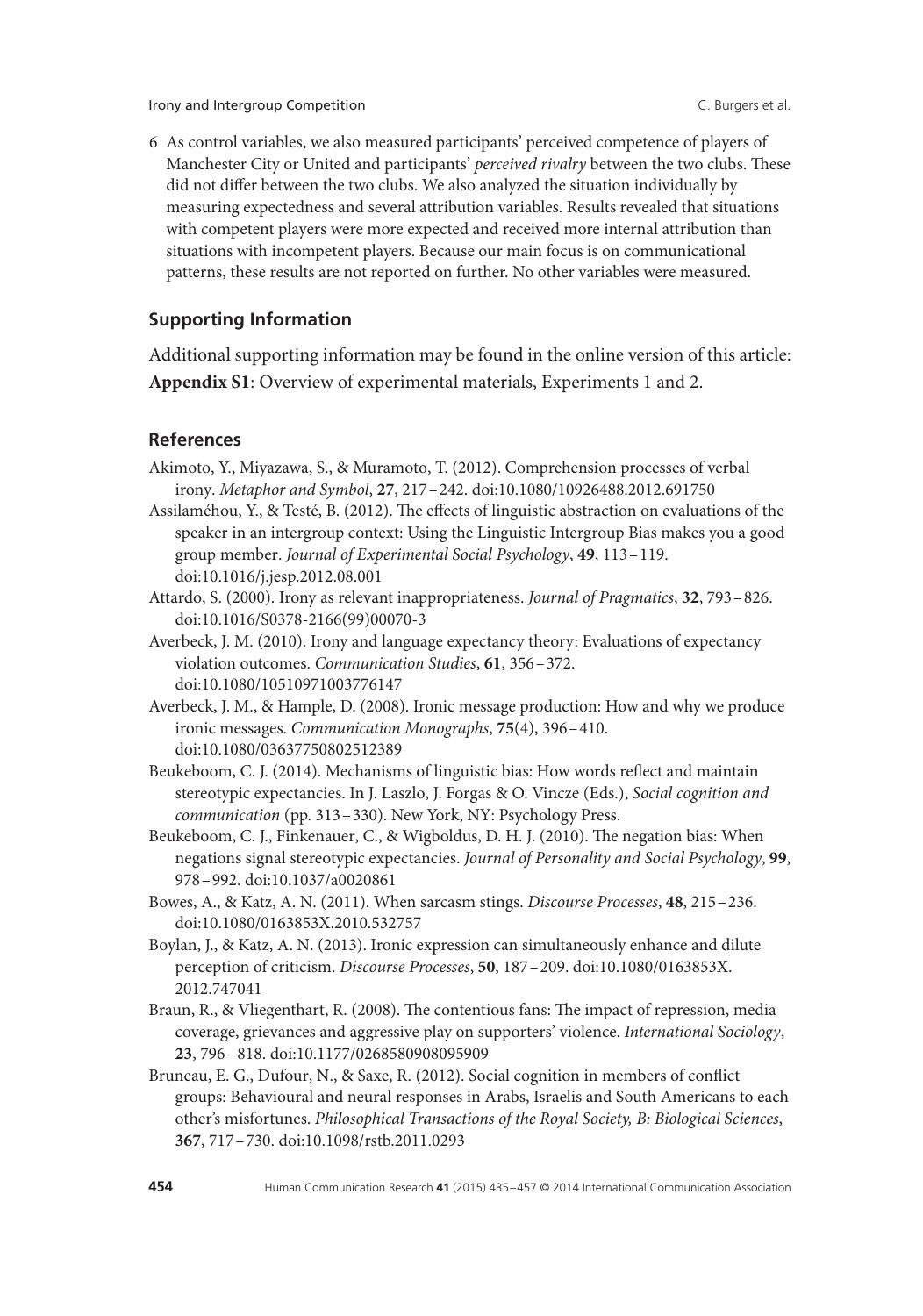6 As control variables, we also measured participants' perceived competence of players of Manchester City or United and participants' *perceived rivalry* between the two clubs. These did not differ between the two clubs. We also analyzed the situation individually by measuring expectedness and several attribution variables. Results revealed that situations with competent players were more expected and received more internal attribution than situations with incompetent players. Because our main focus is on communicational patterns, these results are not reported on further. No other variables were measured.

## Supporting Information

Additional supporting information may be found in the online version of this article:
**Appendix S1**: Overview of experimental materials, Experiments 1 and 2.

## References

Akimoto, Y., Miyazawa, S., & Muramoto, T. (2012). Comprehension processes of verbal irony. *Metaphor and Symbol*, **27**, 217–242. doi:10.1080/10926488.2012.691750

Assilaméhou, Y., & Testé, B. (2012). The effects of linguistic abstraction on evaluations of the speaker in an intergroup context: Using the Linguistic Intergroup Bias makes you a good group member. *Journal of Experimental Social Psychology*, **49**, 113–119. doi:10.1016/j.jesp.2012.08.001

Attardo, S. (2000). Irony as relevant inappropriateness. *Journal of Pragmatics*, **32**, 793–826. doi:10.1016/S0378-2166(99)00070-3

Averbeck, J. M. (2010). Irony and language expectancy theory: Evaluations of expectancy violation outcomes. *Communication Studies*, **61**, 356–372. doi:10.1080/10510971003776147

Averbeck, J. M., & Hample, D. (2008). Ironic message production: How and why we produce ironic messages. *Communication Monographs*, **75**(4), 396–410. doi:10.1080/03637750802512389

Beukeboom, C. J. (2014). Mechanisms of linguistic bias: How words reflect and maintain stereotypic expectancies. In J. Laszlo, J. Forgas & O. Vincze (Eds.), *Social cognition and communication* (pp. 313–330). New York, NY: Psychology Press.

Beukeboom, C. J., Finkenauer, C., & Wigboldus, D. H. J. (2010). The negation bias: When negations signal stereotypic expectancies. *Journal of Personality and Social Psychology*, **99**, 978–992. doi:10.1037/a0020861

Bowes, A., & Katz, A. N. (2011). When sarcasm stings. *Discourse Processes*, **48**, 215–236. doi:10.1080/0163853X.2010.532757

Boylan, J., & Katz, A. N. (2013). Ironic expression can simultaneously enhance and dilute perception of criticism. *Discourse Processes*, **50**, 187–209. doi:10.1080/0163853X.2012.747041

Braun, R., & Vliegenthart, R. (2008). The contentious fans: The impact of repression, media coverage, grievances and aggressive play on supporters' violence. *International Sociology*, **23**, 796–818. doi:10.1177/0268580908095909

Bruneau, E. G., Dufour, N., & Saxe, R. (2012). Social cognition in members of conflict groups: Behavioural and neural responses in Arabs, Israelis and South Americans to each other's misfortunes. *Philosophical Transactions of the Royal Society, B: Biological Sciences*, **367**, 717–730. doi:10.1098/rstb.2011.0293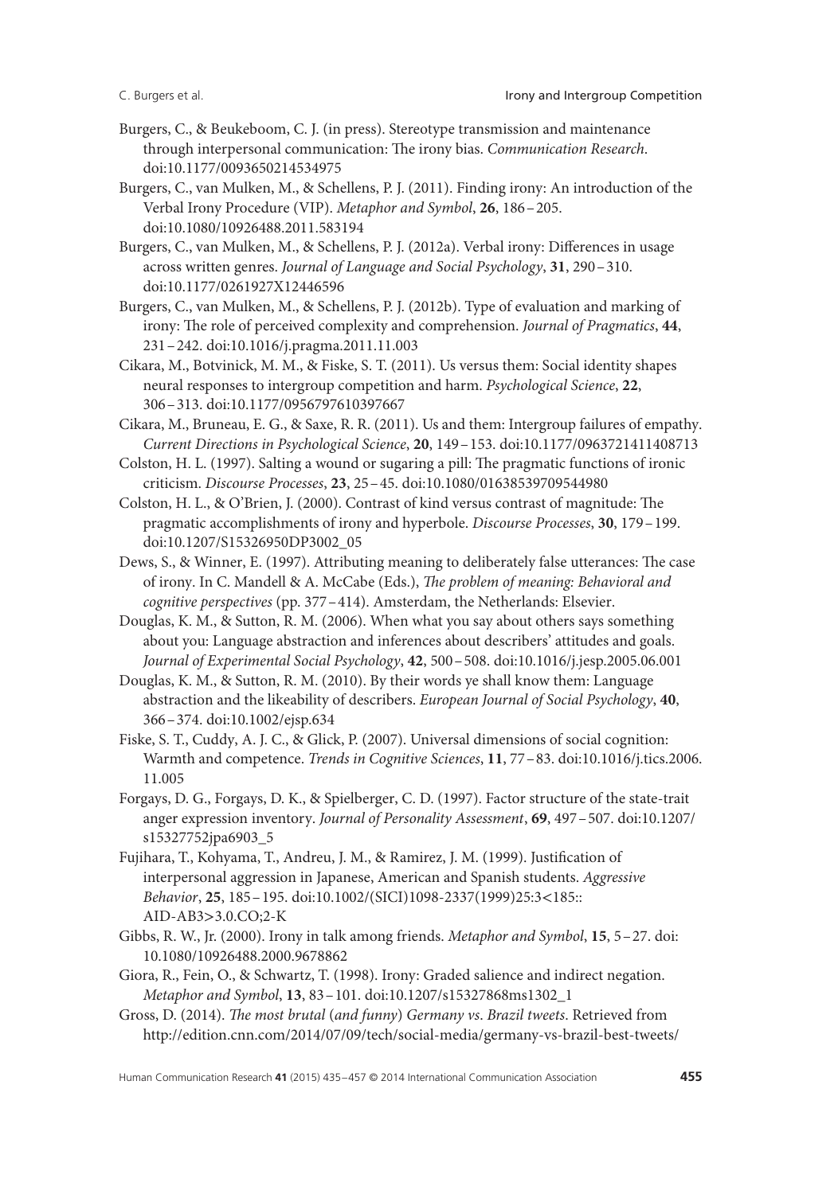Burgers, C., & Beukeboom, C. J. (in press). Stereotype transmission and maintenance through interpersonal communication: The irony bias. *Communication Research*. doi:10.1177/0093650214534975

Burgers, C., van Mulken, M., & Schellens, P. J. (2011). Finding irony: An introduction of the Verbal Irony Procedure (VIP). *Metaphor and Symbol*, **26**, 186 – 205. doi:10.1080/10926488.2011.583194

Burgers, C., van Mulken, M., & Schellens, P. J. (2012a). Verbal irony: Differences in usage across written genres. *Journal of Language and Social Psychology*, **31**, 290 – 310. doi:10.1177/0261927X12446596

Burgers, C., van Mulken, M., & Schellens, P. J. (2012b). Type of evaluation and marking of irony: The role of perceived complexity and comprehension. *Journal of Pragmatics*, **44**, 231 – 242. doi:10.1016/j.pragma.2011.11.003

Cikara, M., Botvinick, M. M., & Fiske, S. T. (2011). Us versus them: Social identity shapes neural responses to intergroup competition and harm. *Psychological Science*, **22**, 306 – 313. doi:10.1177/0956797610397667

Cikara, M., Bruneau, E. G., & Saxe, R. R. (2011). Us and them: Intergroup failures of empathy. *Current Directions in Psychological Science*, **20**, 149 – 153. doi:10.1177/0963721411408713

Colston, H. L. (1997). Salting a wound or sugaring a pill: The pragmatic functions of ironic criticism. *Discourse Processes*, **23**, 25 – 45. doi:10.1080/01638539709544980

Colston, H. L., & O'Brien, J. (2000). Contrast of kind versus contrast of magnitude: The pragmatic accomplishments of irony and hyperbole. *Discourse Processes*, **30**, 179 – 199. doi:10.1207/S15326950DP3002_05

Dews, S., & Winner, E. (1997). Attributing meaning to deliberately false utterances: The case of irony. In C. Mandell & A. McCabe (Eds.), *The problem of meaning: Behavioral and cognitive perspectives* (pp. 377 – 414). Amsterdam, the Netherlands: Elsevier.

Douglas, K. M., & Sutton, R. M. (2006). When what you say about others says something about you: Language abstraction and inferences about describers' attitudes and goals. *Journal of Experimental Social Psychology*, **42**, 500 – 508. doi:10.1016/j.jesp.2005.06.001

Douglas, K. M., & Sutton, R. M. (2010). By their words ye shall know them: Language abstraction and the likeability of describers. *European Journal of Social Psychology*, **40**, 366 – 374. doi:10.1002/ejsp.634

Fiske, S. T., Cuddy, A. J. C., & Glick, P. (2007). Universal dimensions of social cognition: Warmth and competence. *Trends in Cognitive Sciences*, **11**, 77 – 83. doi:10.1016/j.tics.2006.11.005

Forgays, D. G., Forgays, D. K., & Spielberger, C. D. (1997). Factor structure of the state-trait anger expression inventory. *Journal of Personality Assessment*, **69**, 497 – 507. doi:10.1207/s15327752jpa6903_5

Fujihara, T., Kohyama, T., Andreu, J. M., & Ramirez, J. M. (1999). Justification of interpersonal aggression in Japanese, American and Spanish students. *Aggressive Behavior*, **25**, 185 – 195. doi:10.1002/(SICI)1098-2337(1999)25:3<185::AID-AB3>3.0.CO;2-K

Gibbs, R. W., Jr. (2000). Irony in talk among friends. *Metaphor and Symbol*, **15**, 5 – 27. doi:10.1080/10926488.2000.9678862

Giora, R., Fein, O., & Schwartz, T. (1998). Irony: Graded salience and indirect negation. *Metaphor and Symbol*, **13**, 83 – 101. doi:10.1207/s15327868ms1302_1

Gross, D. (2014). *The most brutal (and funny) Germany vs. Brazil tweets*. Retrieved from http://edition.cnn.com/2014/07/09/tech/social-media/germany-vs-brazil-best-tweets/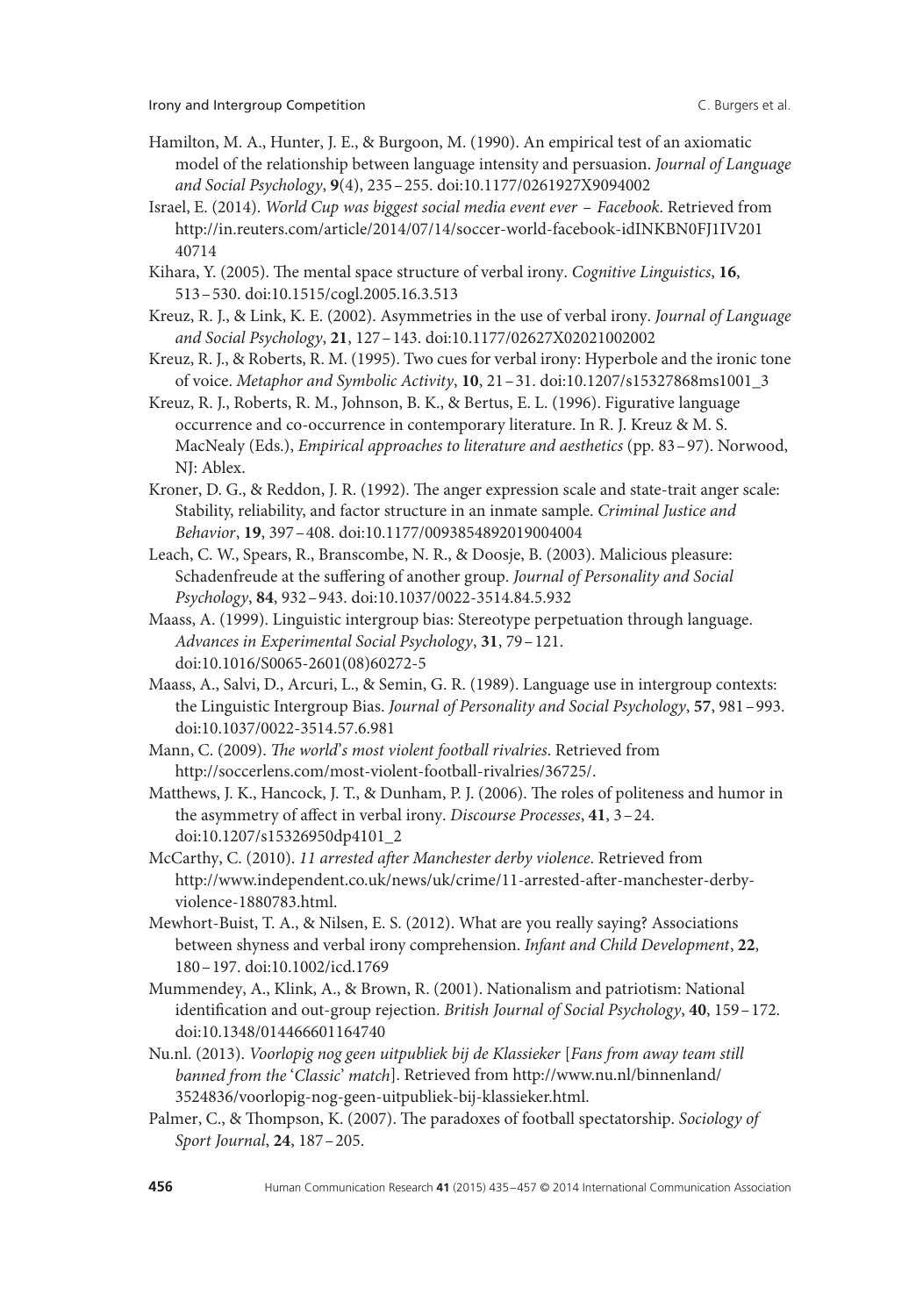Hamilton, M. A., Hunter, J. E., & Burgoon, M. (1990). An empirical test of an axiomatic model of the relationship between language intensity and persuasion. *Journal of Language and Social Psychology*, **9**(4), 235–255. doi:10.1177/0261927X9094002

Israel, E. (2014). *World Cup was biggest social media event ever – Facebook*. Retrieved from http://in.reuters.com/article/2014/07/14/soccer-world-facebook-idINKBN0FJ1IV20140714

Kihara, Y. (2005). The mental space structure of verbal irony. *Cognitive Linguistics*, **16**, 513–530. doi:10.1515/cogl.2005.16.3.513

Kreuz, R. J., & Link, K. E. (2002). Asymmetries in the use of verbal irony. *Journal of Language and Social Psychology*, **21**, 127–143. doi:10.1177/02627X02021002002

Kreuz, R. J., & Roberts, R. M. (1995). Two cues for verbal irony: Hyperbole and the ironic tone of voice. *Metaphor and Symbolic Activity*, **10**, 21–31. doi:10.1207/s15327868ms1001_3

Kreuz, R. J., Roberts, R. M., Johnson, B. K., & Bertus, E. L. (1996). Figurative language occurrence and co-occurrence in contemporary literature. In R. J. Kreuz & M. S. MacNealy (Eds.), *Empirical approaches to literature and aesthetics* (pp. 83–97). Norwood, NJ: Ablex.

Kroner, D. G., & Reddon, J. R. (1992). The anger expression scale and state-trait anger scale: Stability, reliability, and factor structure in an inmate sample. *Criminal Justice and Behavior*, **19**, 397–408. doi:10.1177/0093854892019004004

Leach, C. W., Spears, R., Branscombe, N. R., & Doosje, B. (2003). Malicious pleasure: Schadenfreude at the suffering of another group. *Journal of Personality and Social Psychology*, **84**, 932–943. doi:10.1037/0022-3514.84.5.932

Maass, A. (1999). Linguistic intergroup bias: Stereotype perpetuation through language. *Advances in Experimental Social Psychology*, **31**, 79–121. doi:10.1016/S0065-2601(08)60272-5

Maass, A., Salvi, D., Arcuri, L., & Semin, G. R. (1989). Language use in intergroup contexts: the Linguistic Intergroup Bias. *Journal of Personality and Social Psychology*, **57**, 981–993. doi:10.1037/0022-3514.57.6.981

Mann, C. (2009). *The world's most violent football rivalries*. Retrieved from http://soccerlens.com/most-violent-football-rivalries/36725/.

Matthews, J. K., Hancock, J. T., & Dunham, P. J. (2006). The roles of politeness and humor in the asymmetry of affect in verbal irony. *Discourse Processes*, **41**, 3–24. doi:10.1207/s15326950dp4101_2

McCarthy, C. (2010). *11 arrested after Manchester derby violence*. Retrieved from http://www.independent.co.uk/news/uk/crime/11-arrested-after-manchester-derby-violence-1880783.html.

Mewhort-Buist, T. A., & Nilsen, E. S. (2012). What are you really saying? Associations between shyness and verbal irony comprehension. *Infant and Child Development*, **22**, 180–197. doi:10.1002/icd.1769

Mummendey, A., Klink, A., & Brown, R. (2001). Nationalism and patriotism: National identification and out-group rejection. *British Journal of Social Psychology*, **40**, 159–172. doi:10.1348/014466601164740

Nu.nl. (2013). *Voorlopig nog geen uitpubliek bij de Klassieker* [*Fans from away team still banned from the 'Classic' match*]. Retrieved from http://www.nu.nl/binnenland/3524836/voorlopig-nog-geen-uitpubliek-bij-klassieker.html.

Palmer, C., & Thompson, K. (2007). The paradoxes of football spectatorship. *Sociology of Sport Journal*, **24**, 187–205.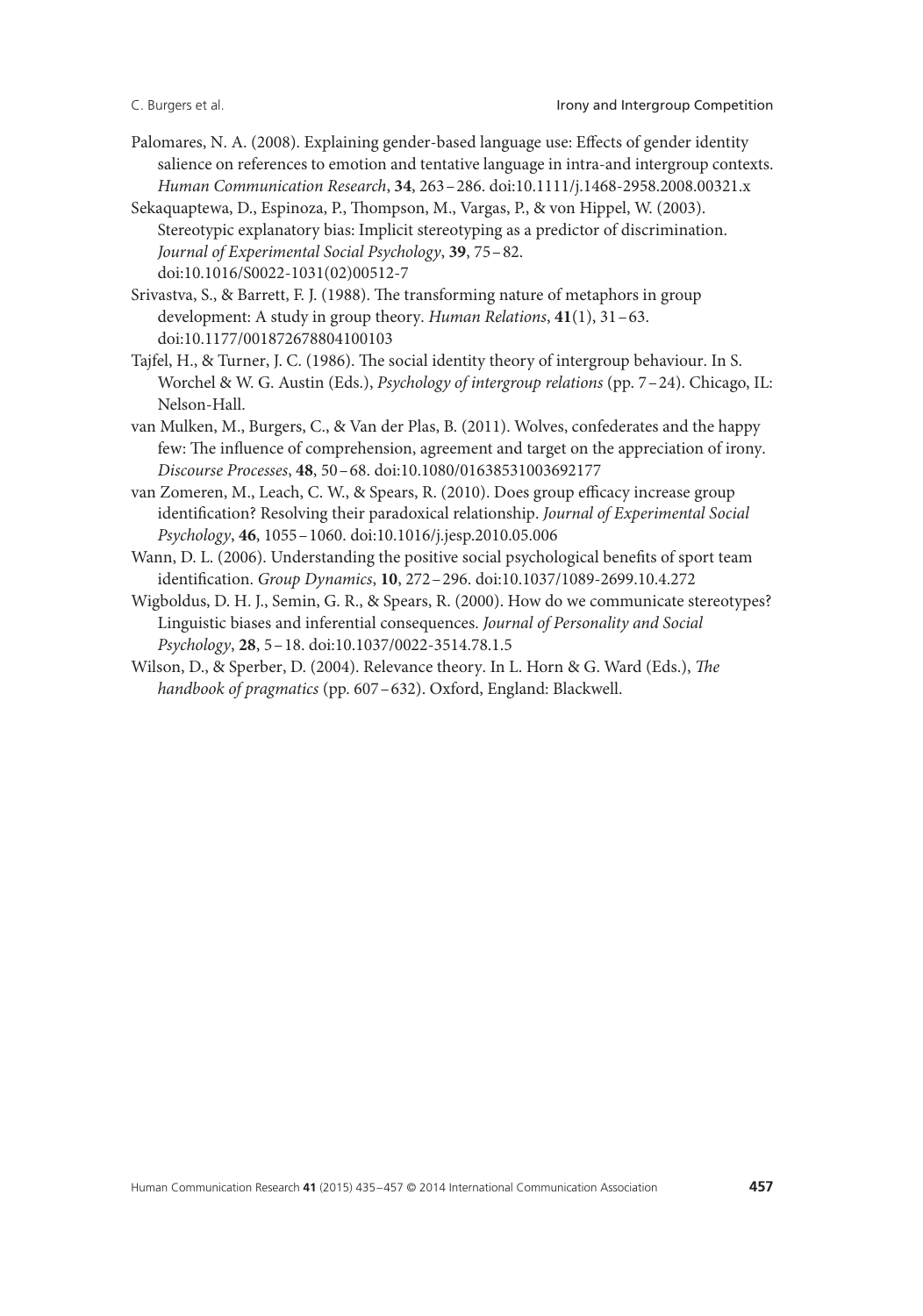Palomares, N. A. (2008). Explaining gender-based language use: Effects of gender identity salience on references to emotion and tentative language in intra-and intergroup contexts. *Human Communication Research*, **34**, 263–286. doi:10.1111/j.1468-2958.2008.00321.x

Sekaquaptewa, D., Espinoza, P., Thompson, M., Vargas, P., & von Hippel, W. (2003). Stereotypic explanatory bias: Implicit stereotyping as a predictor of discrimination. *Journal of Experimental Social Psychology*, **39**, 75–82. doi:10.1016/S0022-1031(02)00512-7

Srivastva, S., & Barrett, F. J. (1988). The transforming nature of metaphors in group development: A study in group theory. *Human Relations*, **41**(1), 31–63. doi:10.1177/001872678804100103

Tajfel, H., & Turner, J. C. (1986). The social identity theory of intergroup behaviour. In S. Worchel & W. G. Austin (Eds.), *Psychology of intergroup relations* (pp. 7–24). Chicago, IL: Nelson-Hall.

van Mulken, M., Burgers, C., & Van der Plas, B. (2011). Wolves, confederates and the happy few: The influence of comprehension, agreement and target on the appreciation of irony. *Discourse Processes*, **48**, 50–68. doi:10.1080/01638531003692177

van Zomeren, M., Leach, C. W., & Spears, R. (2010). Does group efficacy increase group identification? Resolving their paradoxical relationship. *Journal of Experimental Social Psychology*, **46**, 1055–1060. doi:10.1016/j.jesp.2010.05.006

Wann, D. L. (2006). Understanding the positive social psychological benefits of sport team identification. *Group Dynamics*, **10**, 272–296. doi:10.1037/1089-2699.10.4.272

Wigboldus, D. H. J., Semin, G. R., & Spears, R. (2000). How do we communicate stereotypes? Linguistic biases and inferential consequences. *Journal of Personality and Social Psychology*, **28**, 5–18. doi:10.1037/0022-3514.78.1.5

Wilson, D., & Sperber, D. (2004). Relevance theory. In L. Horn & G. Ward (Eds.), *The handbook of pragmatics* (pp. 607–632). Oxford, England: Blackwell.